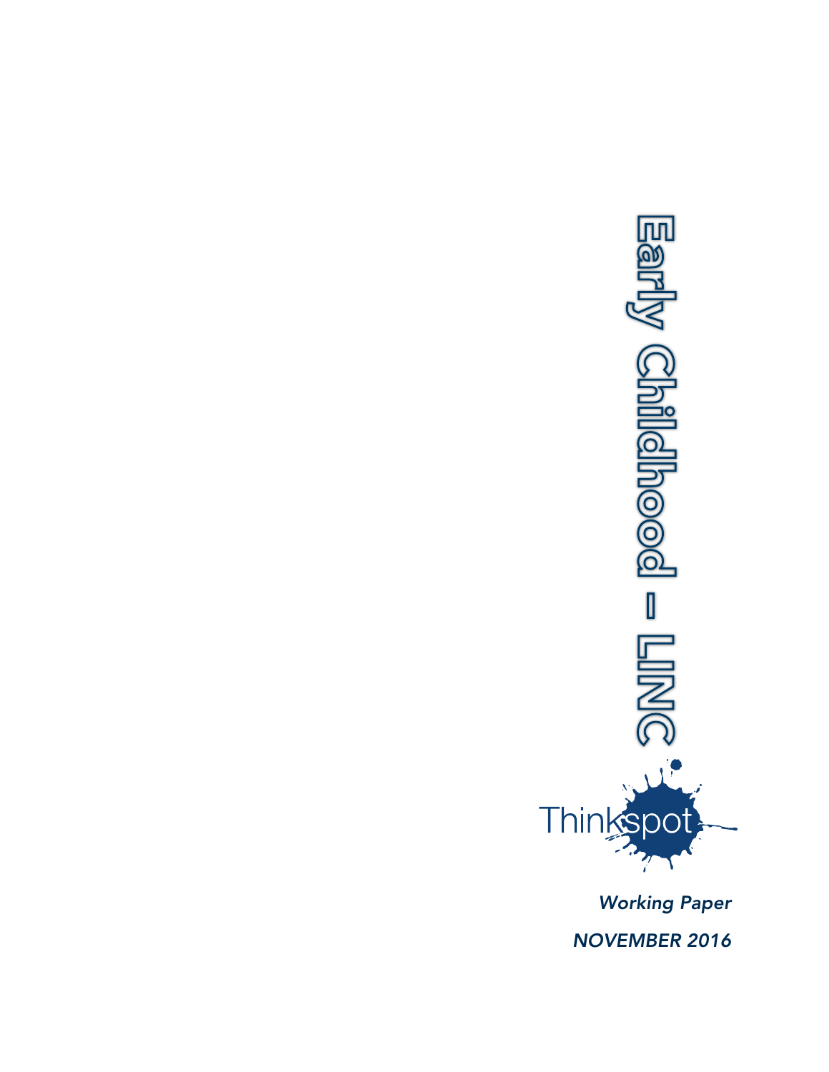# Early Childhood – LINC

Thinkspot

*Working Paper*

*NOVEMBER 2016*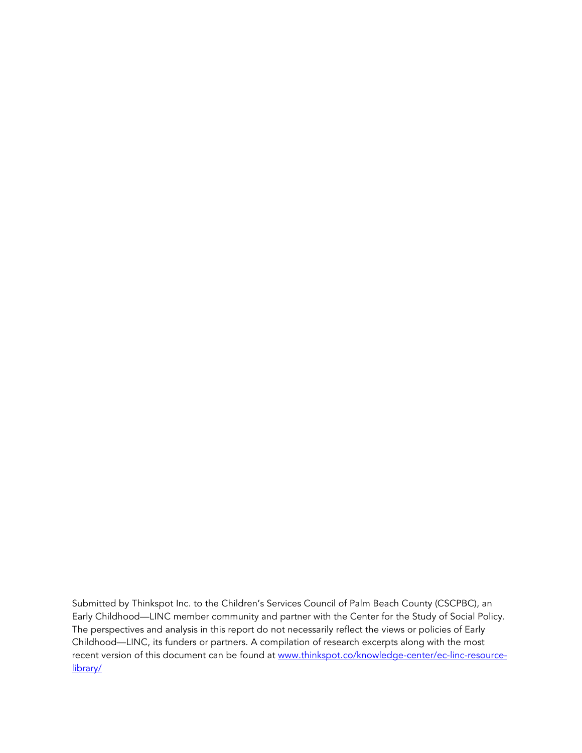Submitted by Thinkspot Inc. to the Children's Services Council of Palm Beach County (CSCPBC), an Early Childhood—LINC member community and partner with the Center for the Study of Social Policy. The perspectives and analysis in this report do not necessarily reflect the views or policies of Early Childhood—LINC, its funders or partners. A compilation of research excerpts along with the most recent version of this document can be found at [www.thinkspot.co/knowledge-center/ec-linc-resource-library/](www.thinkspot.co/knowledge-center/ec-linc-resource-library/)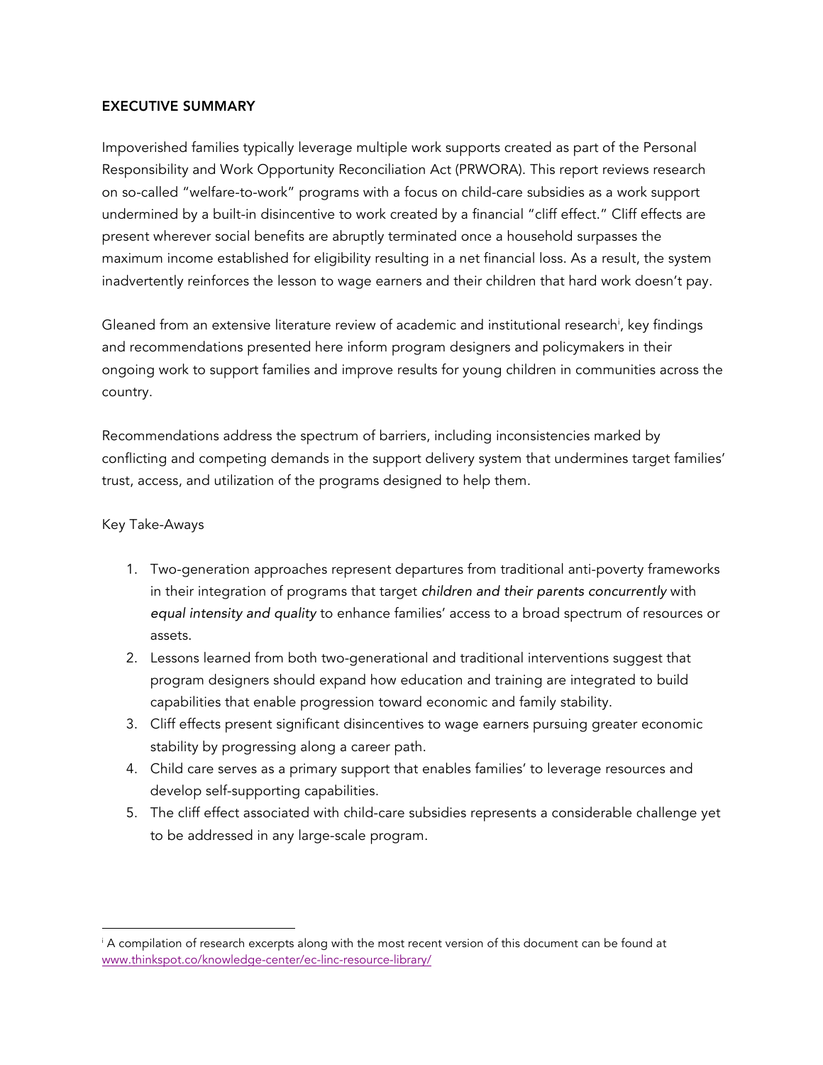## EXECUTIVE SUMMARY

Impoverished families typically leverage multiple work supports created as part of the Personal Responsibility and Work Opportunity Reconciliation Act (PRWORA). This report reviews research on so-called "welfare-to-work" programs with a focus on child-care subsidies as a work support undermined by a built-in disincentive to work created by a financial "cliff effect." Cliff effects are present wherever social benefits are abruptly terminated once a household surpasses the maximum income established for eligibility resulting in a net financial loss. As a result, the system inadvertently reinforces the lesson to wage earners and their children that hard work doesn't pay.

Gleaned from an extensive literature review of academic and institutional research[i], key findings and recommendations presented here inform program designers and policymakers in their ongoing work to support families and improve results for young children in communities across the country.

Recommendations address the spectrum of barriers, including inconsistencies marked by conflicting and competing demands in the support delivery system that undermines target families' trust, access, and utilization of the programs designed to help them.

Key Take-Aways

1. Two-generation approaches represent departures from traditional anti-poverty frameworks in their integration of programs that target *children and their parents concurrently* with *equal intensity and quality* to enhance families' access to a broad spectrum of resources or assets.
2. Lessons learned from both two-generational and traditional interventions suggest that program designers should expand how education and training are integrated to build capabilities that enable progression toward economic and family stability.
3. Cliff effects present significant disincentives to wage earners pursuing greater economic stability by progressing along a career path.
4. Child care serves as a primary support that enables families' to leverage resources and develop self-supporting capabilities.
5. The cliff effect associated with child-care subsidies represents a considerable challenge yet to be addressed in any large-scale program.

---

[i] A compilation of research excerpts along with the most recent version of this document can be found at www.thinkspot.co/knowledge-center/ec-linc-resource-library/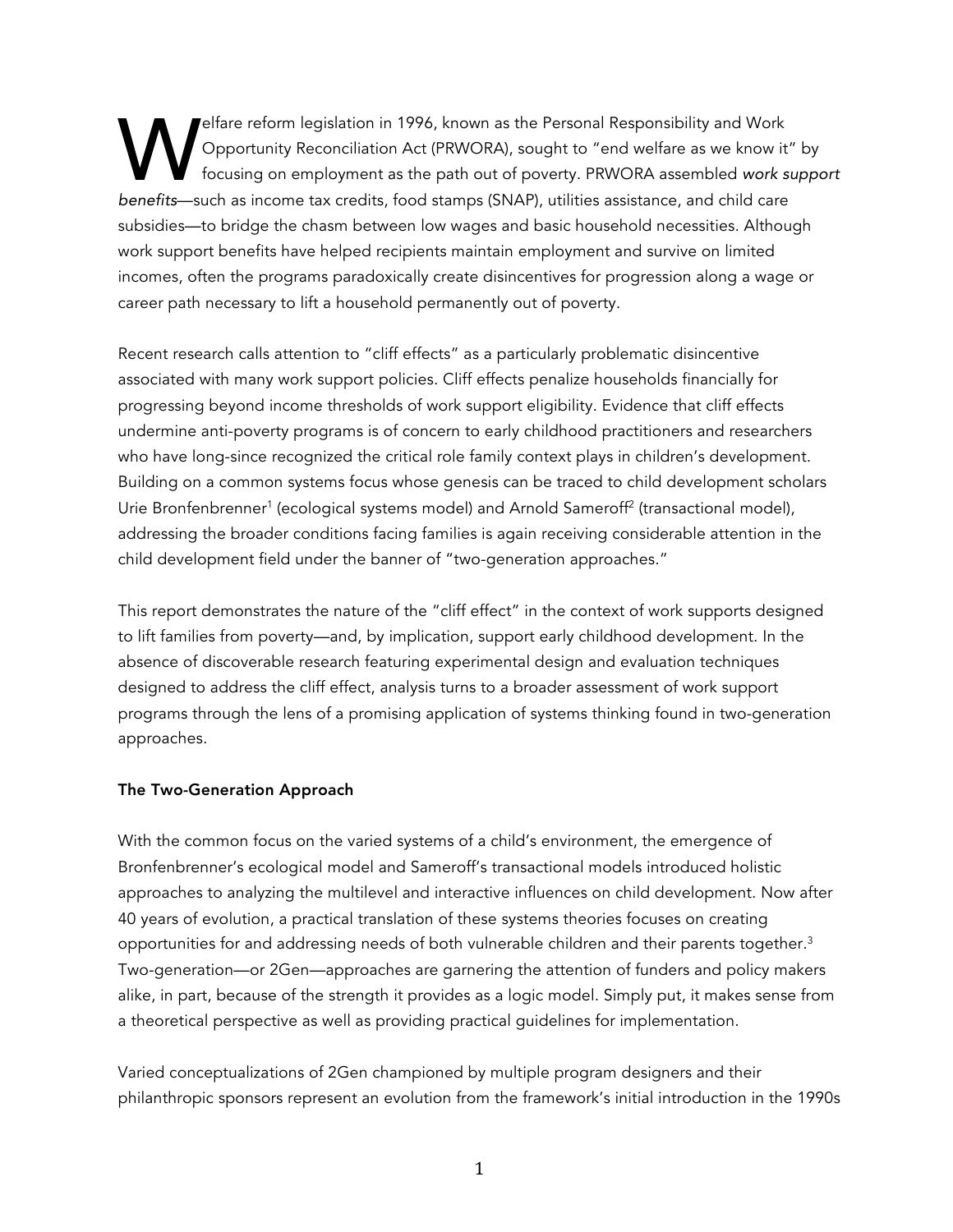Welfare reform legislation in 1996, known as the Personal Responsibility and Work Opportunity Reconciliation Act (PRWORA), sought to "end welfare as we know it" by focusing on employment as the path out of poverty. PRWORA assembled *work support benefits*—such as income tax credits, food stamps (SNAP), utilities assistance, and child care subsidies—to bridge the chasm between low wages and basic household necessities. Although work support benefits have helped recipients maintain employment and survive on limited incomes, often the programs paradoxically create disincentives for progression along a wage or career path necessary to lift a household permanently out of poverty.

Recent research calls attention to "cliff effects" as a particularly problematic disincentive associated with many work support policies. Cliff effects penalize households financially for progressing beyond income thresholds of work support eligibility. Evidence that cliff effects undermine anti-poverty programs is of concern to early childhood practitioners and researchers who have long-since recognized the critical role family context plays in children's development. Building on a common systems focus whose genesis can be traced to child development scholars Urie Bronfenbrenner[1] (ecological systems model) and Arnold Sameroff[2] (transactional model), addressing the broader conditions facing families is again receiving considerable attention in the child development field under the banner of "two-generation approaches."

This report demonstrates the nature of the "cliff effect" in the context of work supports designed to lift families from poverty—and, by implication, support early childhood development. In the absence of discoverable research featuring experimental design and evaluation techniques designed to address the cliff effect, analysis turns to a broader assessment of work support programs through the lens of a promising application of systems thinking found in two-generation approaches.

## The Two-Generation Approach

With the common focus on the varied systems of a child's environment, the emergence of Bronfenbrenner's ecological model and Sameroff's transactional models introduced holistic approaches to analyzing the multilevel and interactive influences on child development. Now after 40 years of evolution, a practical translation of these systems theories focuses on creating opportunities for and addressing needs of both vulnerable children and their parents together.[3] Two-generation—or 2Gen—approaches are garnering the attention of funders and policy makers alike, in part, because of the strength it provides as a logic model. Simply put, it makes sense from a theoretical perspective as well as providing practical guidelines for implementation.

Varied conceptualizations of 2Gen championed by multiple program designers and their philanthropic sponsors represent an evolution from the framework's initial introduction in the 1990s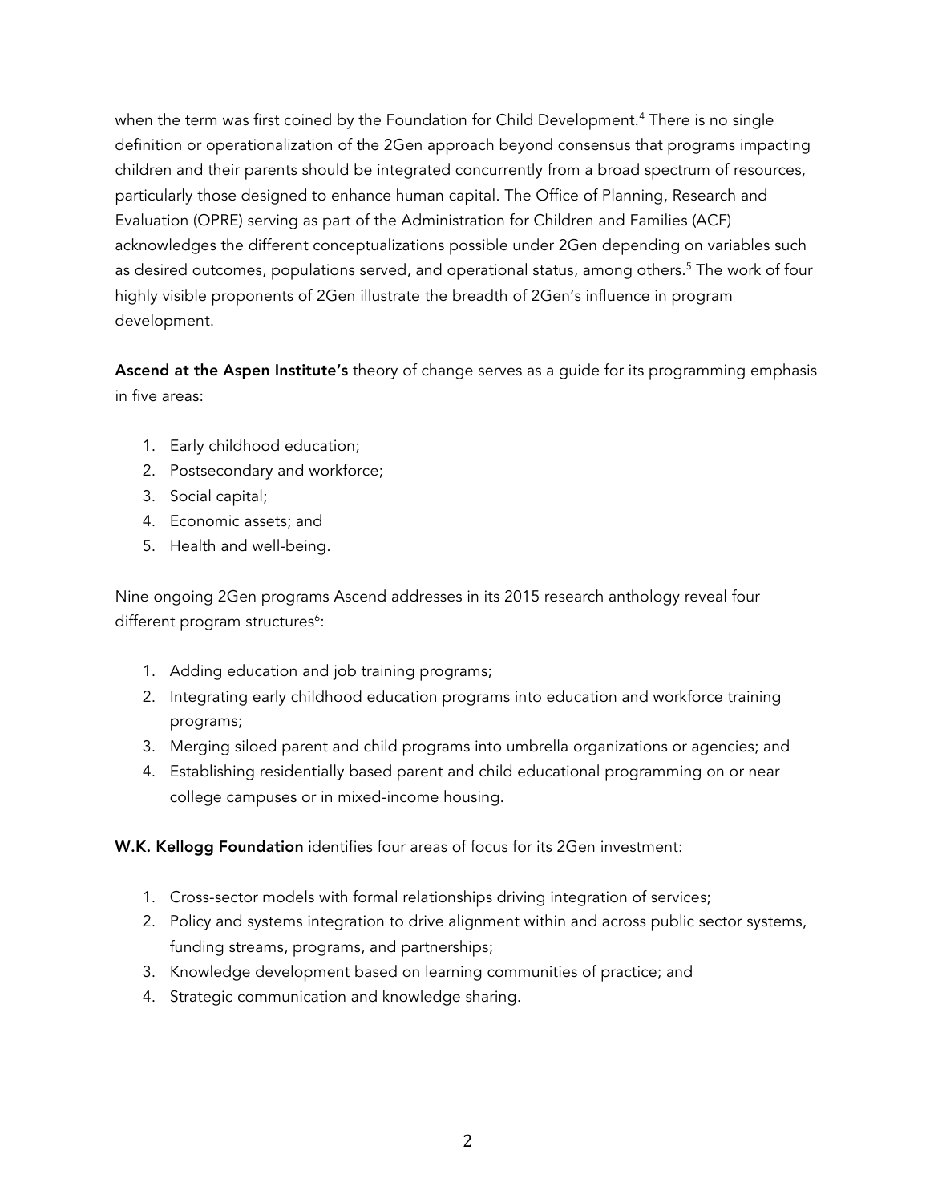when the term was first coined by the Foundation for Child Development.[4] There is no single definition or operationalization of the 2Gen approach beyond consensus that programs impacting children and their parents should be integrated concurrently from a broad spectrum of resources, particularly those designed to enhance human capital. The Office of Planning, Research and Evaluation (OPRE) serving as part of the Administration for Children and Families (ACF) acknowledges the different conceptualizations possible under 2Gen depending on variables such as desired outcomes, populations served, and operational status, among others.[5] The work of four highly visible proponents of 2Gen illustrate the breadth of 2Gen's influence in program development.

**Ascend at the Aspen Institute's** theory of change serves as a guide for its programming emphasis in five areas:

1. Early childhood education;
2. Postsecondary and workforce;
3. Social capital;
4. Economic assets; and
5. Health and well-being.

Nine ongoing 2Gen programs Ascend addresses in its 2015 research anthology reveal four different program structures[6]:

1. Adding education and job training programs;
2. Integrating early childhood education programs into education and workforce training programs;
3. Merging siloed parent and child programs into umbrella organizations or agencies; and
4. Establishing residentially based parent and child educational programming on or near college campuses or in mixed-income housing.

**W.K. Kellogg Foundation** identifies four areas of focus for its 2Gen investment:

1. Cross-sector models with formal relationships driving integration of services;
2. Policy and systems integration to drive alignment within and across public sector systems, funding streams, programs, and partnerships;
3. Knowledge development based on learning communities of practice; and
4. Strategic communication and knowledge sharing.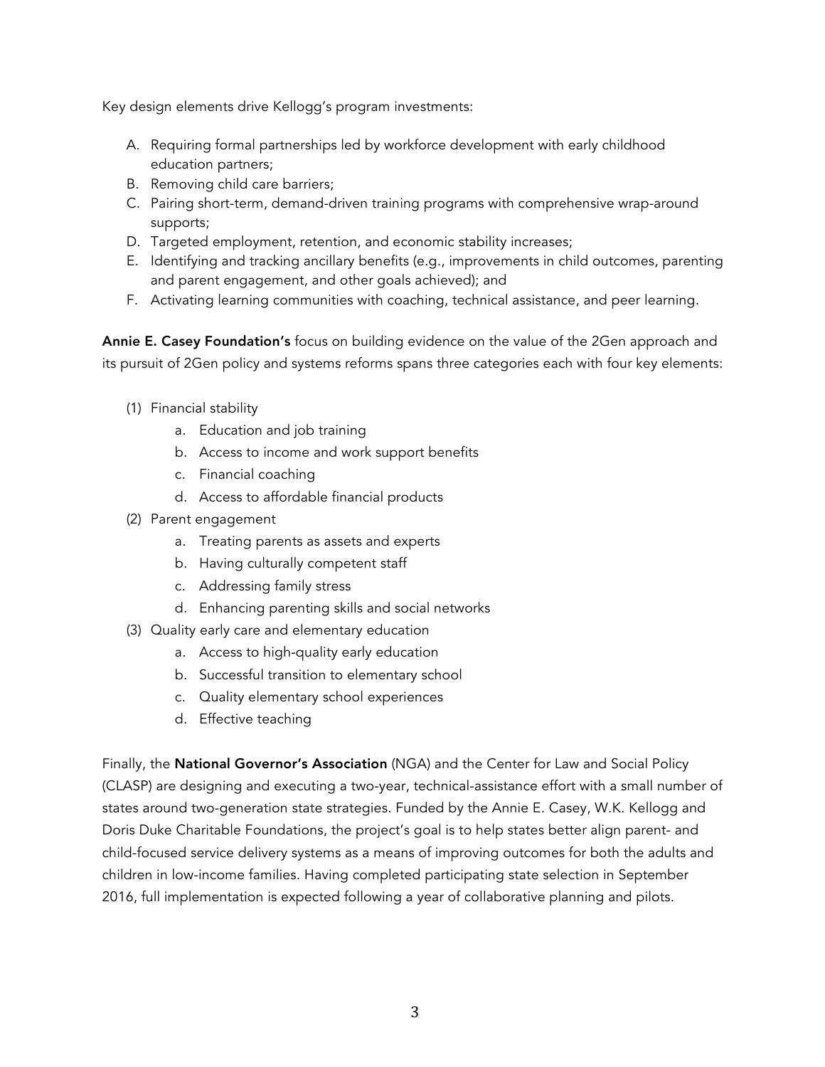Key design elements drive Kellogg's program investments:

A. Requiring formal partnerships led by workforce development with early childhood education partners;
B. Removing child care barriers;
C. Pairing short-term, demand-driven training programs with comprehensive wrap-around supports;
D. Targeted employment, retention, and economic stability increases;
E. Identifying and tracking ancillary benefits (e.g., improvements in child outcomes, parenting and parent engagement, and other goals achieved); and
F. Activating learning communities with coaching, technical assistance, and peer learning.

**Annie E. Casey Foundation's** focus on building evidence on the value of the 2Gen approach and its pursuit of 2Gen policy and systems reforms spans three categories each with four key elements:

(1) Financial stability
   a. Education and job training
   b. Access to income and work support benefits
   c. Financial coaching
   d. Access to affordable financial products
(2) Parent engagement
   a. Treating parents as assets and experts
   b. Having culturally competent staff
   c. Addressing family stress
   d. Enhancing parenting skills and social networks
(3) Quality early care and elementary education
   a. Access to high-quality early education
   b. Successful transition to elementary school
   c. Quality elementary school experiences
   d. Effective teaching

Finally, the **National Governor's Association** (NGA) and the Center for Law and Social Policy (CLASP) are designing and executing a two-year, technical-assistance effort with a small number of states around two-generation state strategies. Funded by the Annie E. Casey, W.K. Kellogg and Doris Duke Charitable Foundations, the project's goal is to help states better align parent- and child-focused service delivery systems as a means of improving outcomes for both the adults and children in low-income families. Having completed participating state selection in September 2016, full implementation is expected following a year of collaborative planning and pilots.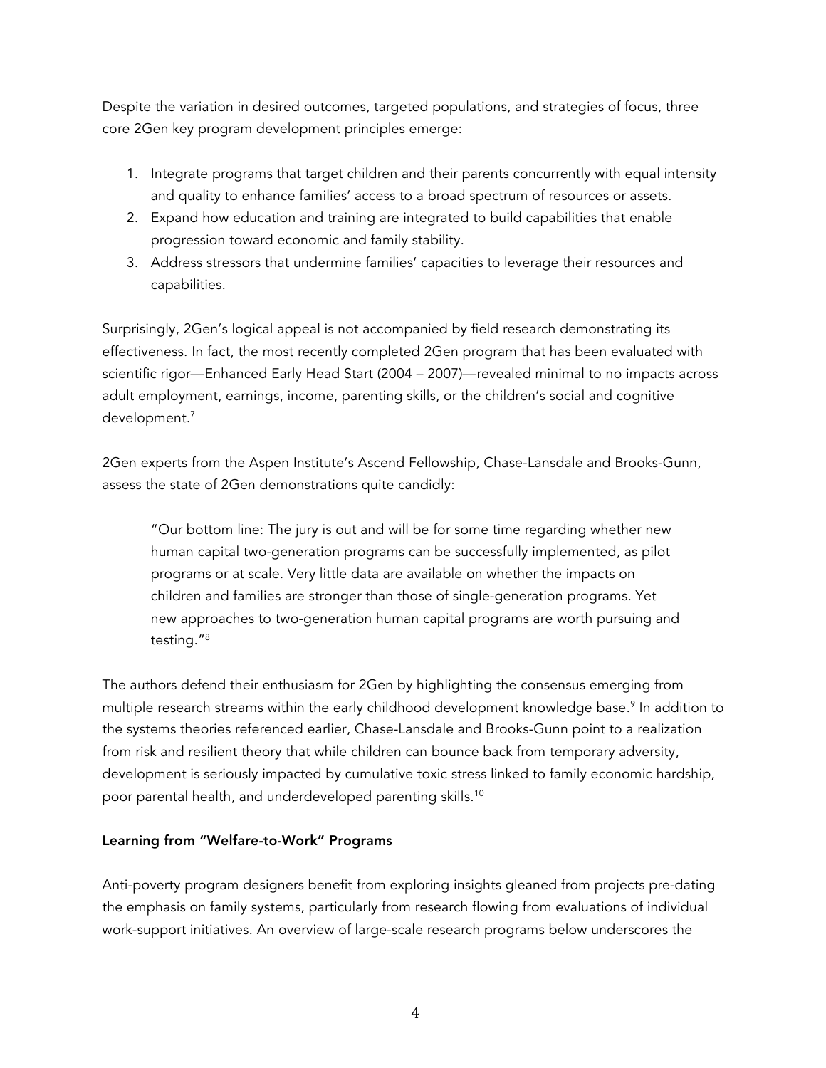Despite the variation in desired outcomes, targeted populations, and strategies of focus, three core 2Gen key program development principles emerge:

1. Integrate programs that target children and their parents concurrently with equal intensity and quality to enhance families' access to a broad spectrum of resources or assets.
2. Expand how education and training are integrated to build capabilities that enable progression toward economic and family stability.
3. Address stressors that undermine families' capacities to leverage their resources and capabilities.

Surprisingly, 2Gen's logical appeal is not accompanied by field research demonstrating its effectiveness. In fact, the most recently completed 2Gen program that has been evaluated with scientific rigor—Enhanced Early Head Start (2004 – 2007)—revealed minimal to no impacts across adult employment, earnings, income, parenting skills, or the children's social and cognitive development.[7]

2Gen experts from the Aspen Institute's Ascend Fellowship, Chase-Lansdale and Brooks-Gunn, assess the state of 2Gen demonstrations quite candidly:

> "Our bottom line: The jury is out and will be for some time regarding whether new human capital two-generation programs can be successfully implemented, as pilot programs or at scale. Very little data are available on whether the impacts on children and families are stronger than those of single-generation programs. Yet new approaches to two-generation human capital programs are worth pursuing and testing."[8]

The authors defend their enthusiasm for 2Gen by highlighting the consensus emerging from multiple research streams within the early childhood development knowledge base.[9] In addition to the systems theories referenced earlier, Chase-Lansdale and Brooks-Gunn point to a realization from risk and resilient theory that while children can bounce back from temporary adversity, development is seriously impacted by cumulative toxic stress linked to family economic hardship, poor parental health, and underdeveloped parenting skills.[10]

**Learning from "Welfare-to-Work" Programs**

Anti-poverty program designers benefit from exploring insights gleaned from projects pre-dating the emphasis on family systems, particularly from research flowing from evaluations of individual work-support initiatives. An overview of large-scale research programs below underscores the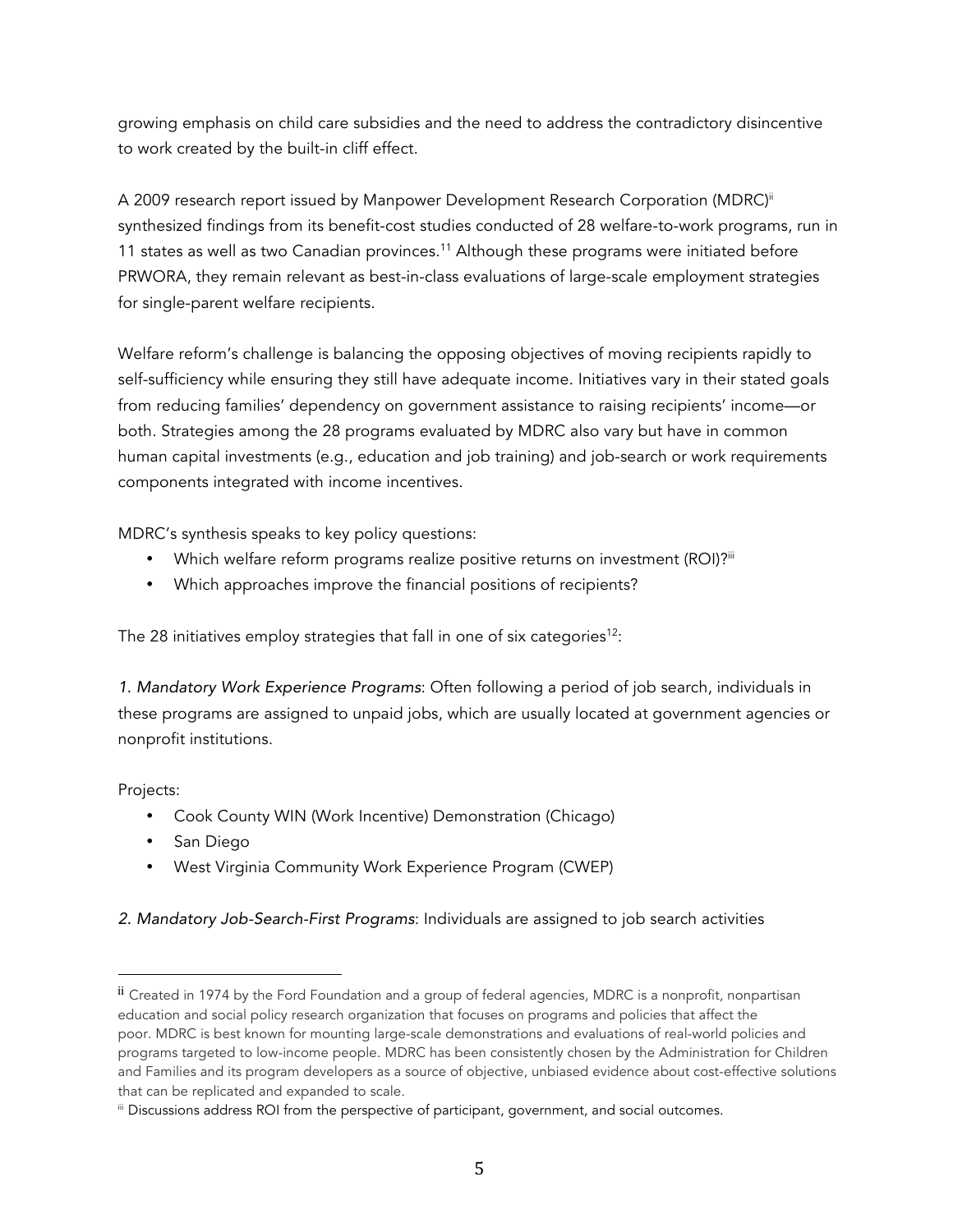growing emphasis on child care subsidies and the need to address the contradictory disincentive to work created by the built-in cliff effect.

A 2009 research report issued by Manpower Development Research Corporation (MDRC)[ii] synthesized findings from its benefit-cost studies conducted of 28 welfare-to-work programs, run in 11 states as well as two Canadian provinces.[11] Although these programs were initiated before PRWORA, they remain relevant as best-in-class evaluations of large-scale employment strategies for single-parent welfare recipients.

Welfare reform's challenge is balancing the opposing objectives of moving recipients rapidly to self-sufficiency while ensuring they still have adequate income. Initiatives vary in their stated goals from reducing families' dependency on government assistance to raising recipients' income—or both. Strategies among the 28 programs evaluated by MDRC also vary but have in common human capital investments (e.g., education and job training) and job-search or work requirements components integrated with income incentives.

MDRC's synthesis speaks to key policy questions:

- Which welfare reform programs realize positive returns on investment (ROI)?[iii]
- Which approaches improve the financial positions of recipients?

The 28 initiatives employ strategies that fall in one of six categories[12]:

*1. Mandatory Work Experience Programs*: Often following a period of job search, individuals in these programs are assigned to unpaid jobs, which are usually located at government agencies or nonprofit institutions.

Projects:

- Cook County WIN (Work Incentive) Demonstration (Chicago)
- San Diego
- West Virginia Community Work Experience Program (CWEP)

*2. Mandatory Job-Search-First Programs*: Individuals are assigned to job search activities

---

[ii] Created in 1974 by the Ford Foundation and a group of federal agencies, MDRC is a nonprofit, nonpartisan education and social policy research organization that focuses on programs and policies that affect the poor. MDRC is best known for mounting large-scale demonstrations and evaluations of real-world policies and programs targeted to low-income people. MDRC has been consistently chosen by the Administration for Children and Families and its program developers as a source of objective, unbiased evidence about cost-effective solutions that can be replicated and expanded to scale.

[iii] Discussions address ROI from the perspective of participant, government, and social outcomes.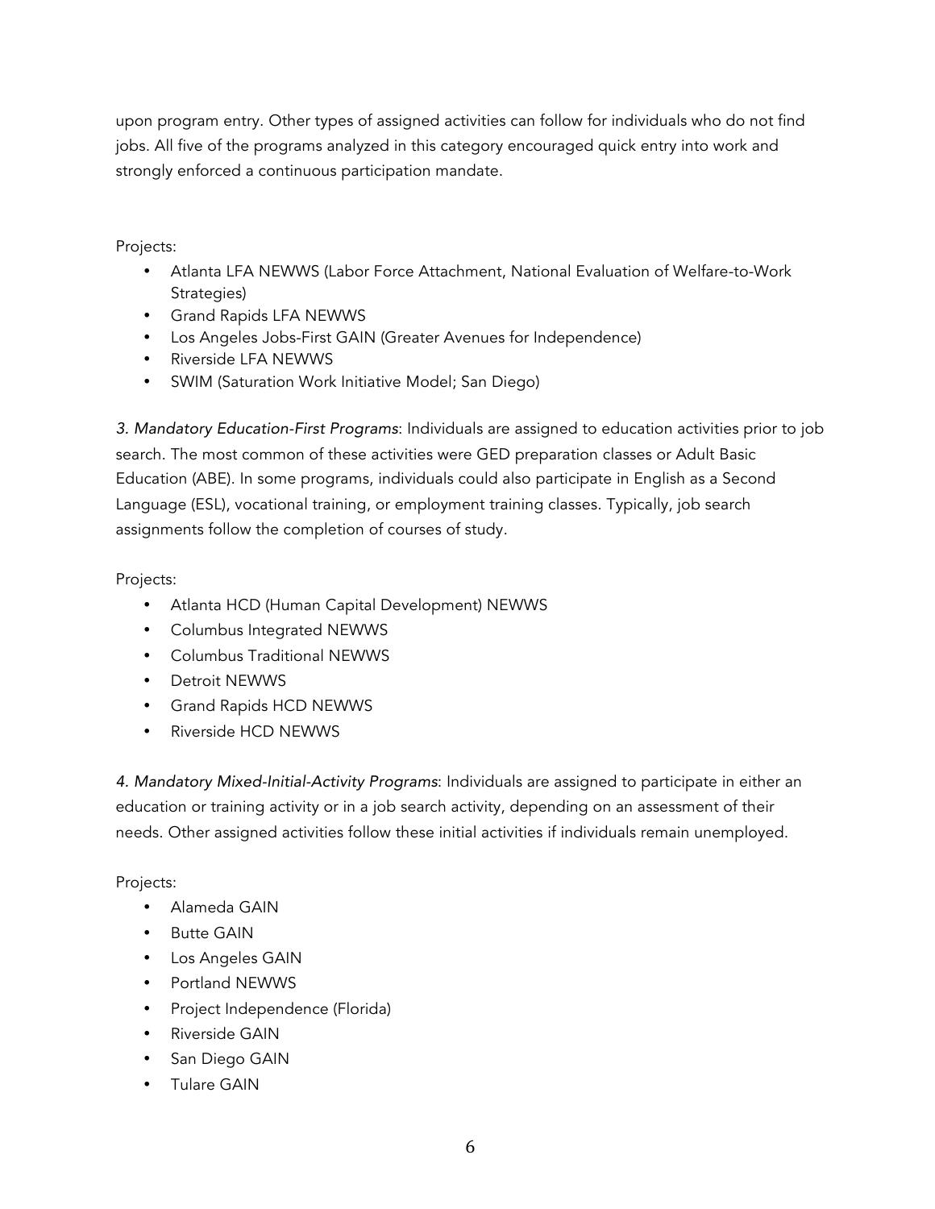upon program entry. Other types of assigned activities can follow for individuals who do not find jobs. All five of the programs analyzed in this category encouraged quick entry into work and strongly enforced a continuous participation mandate.

Projects:

- Atlanta LFA NEWWS (Labor Force Attachment, National Evaluation of Welfare-to-Work Strategies)
- Grand Rapids LFA NEWWS
- Los Angeles Jobs-First GAIN (Greater Avenues for Independence)
- Riverside LFA NEWWS
- SWIM (Saturation Work Initiative Model; San Diego)

*3. Mandatory Education-First Programs*: Individuals are assigned to education activities prior to job search. The most common of these activities were GED preparation classes or Adult Basic Education (ABE). In some programs, individuals could also participate in English as a Second Language (ESL), vocational training, or employment training classes. Typically, job search assignments follow the completion of courses of study.

Projects:

- Atlanta HCD (Human Capital Development) NEWWS
- Columbus Integrated NEWWS
- Columbus Traditional NEWWS
- Detroit NEWWS
- Grand Rapids HCD NEWWS
- Riverside HCD NEWWS

*4. Mandatory Mixed-Initial-Activity Programs*: Individuals are assigned to participate in either an education or training activity or in a job search activity, depending on an assessment of their needs. Other assigned activities follow these initial activities if individuals remain unemployed.

Projects:

- Alameda GAIN
- Butte GAIN
- Los Angeles GAIN
- Portland NEWWS
- Project Independence (Florida)
- Riverside GAIN
- San Diego GAIN
- Tulare GAIN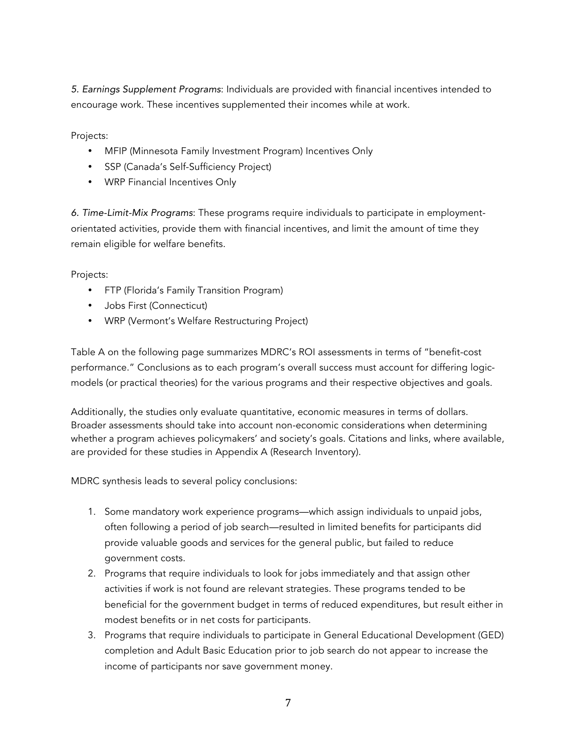*5. Earnings Supplement Programs*: Individuals are provided with financial incentives intended to encourage work. These incentives supplemented their incomes while at work.

Projects:

- MFIP (Minnesota Family Investment Program) Incentives Only
- SSP (Canada's Self-Sufficiency Project)
- WRP Financial Incentives Only

*6. Time-Limit-Mix Programs*: These programs require individuals to participate in employment-orientated activities, provide them with financial incentives, and limit the amount of time they remain eligible for welfare benefits.

Projects:

- FTP (Florida's Family Transition Program)
- Jobs First (Connecticut)
- WRP (Vermont's Welfare Restructuring Project)

Table A on the following page summarizes MDRC's ROI assessments in terms of "benefit-cost performance." Conclusions as to each program's overall success must account for differing logic-models (or practical theories) for the various programs and their respective objectives and goals.

Additionally, the studies only evaluate quantitative, economic measures in terms of dollars. Broader assessments should take into account non-economic considerations when determining whether a program achieves policymakers' and society's goals. Citations and links, where available, are provided for these studies in Appendix A (Research Inventory).

MDRC synthesis leads to several policy conclusions:

1. Some mandatory work experience programs—which assign individuals to unpaid jobs, often following a period of job search—resulted in limited benefits for participants did provide valuable goods and services for the general public, but failed to reduce government costs.
2. Programs that require individuals to look for jobs immediately and that assign other activities if work is not found are relevant strategies. These programs tended to be beneficial for the government budget in terms of reduced expenditures, but result either in modest benefits or in net costs for participants.
3. Programs that require individuals to participate in General Educational Development (GED) completion and Adult Basic Education prior to job search do not appear to increase the income of participants nor save government money.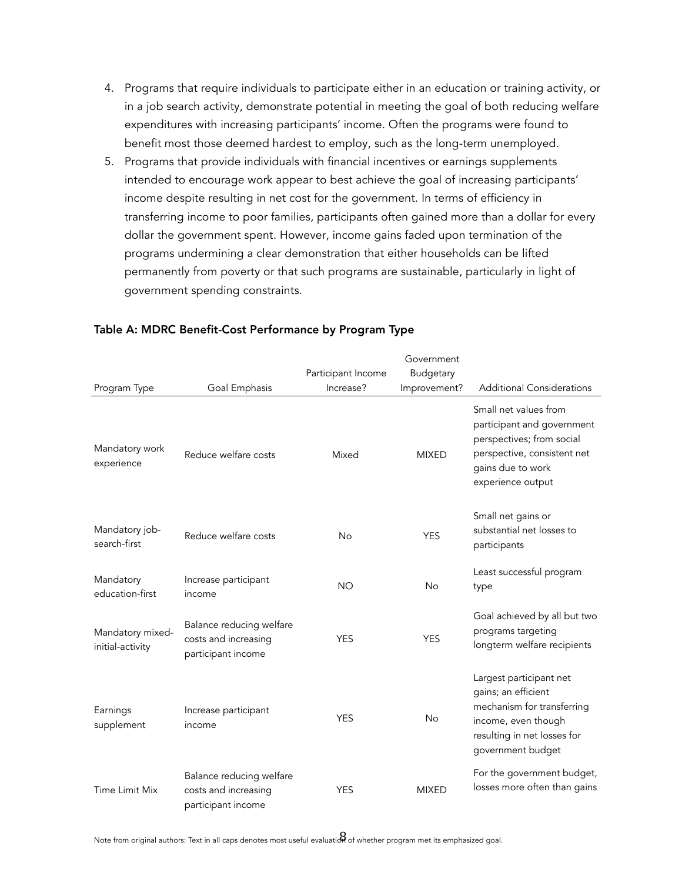4. Programs that require individuals to participate either in an education or training activity, or in a job search activity, demonstrate potential in meeting the goal of both reducing welfare expenditures with increasing participants' income. Often the programs were found to benefit most those deemed hardest to employ, such as the long-term unemployed.
5. Programs that provide individuals with financial incentives or earnings supplements intended to encourage work appear to best achieve the goal of increasing participants' income despite resulting in net cost for the government. In terms of efficiency in transferring income to poor families, participants often gained more than a dollar for every dollar the government spent. However, income gains faded upon termination of the programs undermining a clear demonstration that either households can be lifted permanently from poverty or that such programs are sustainable, particularly in light of government spending constraints.

**Table A: MDRC Benefit-Cost Performance by Program Type**

| Program Type | Goal Emphasis | Participant Income Increase? | Government Budgetary Improvement? | Additional Considerations |
|---|---|---|---|---|
| Mandatory work experience | Reduce welfare costs | Mixed | MIXED | Small net values from participant and government perspectives; from social perspective, consistent net gains due to work experience output |
| Mandatory job-search-first | Reduce welfare costs | No | YES | Small net gains or substantial net losses to participants |
| Mandatory education-first | Increase participant income | NO | No | Least successful program type |
| Mandatory mixed-initial-activity | Balance reducing welfare costs and increasing participant income | YES | YES | Goal achieved by all but two programs targeting longterm welfare recipients |
| Earnings supplement | Increase participant income | YES | No | Largest participant net gains; an efficient mechanism for transferring income, even though resulting in net losses for government budget |
| Time Limit Mix | Balance reducing welfare costs and increasing participant income | YES | MIXED | For the government budget, losses more often than gains |

Note from original authors: Text in all caps denotes most useful evaluation of whether program met its emphasized goal.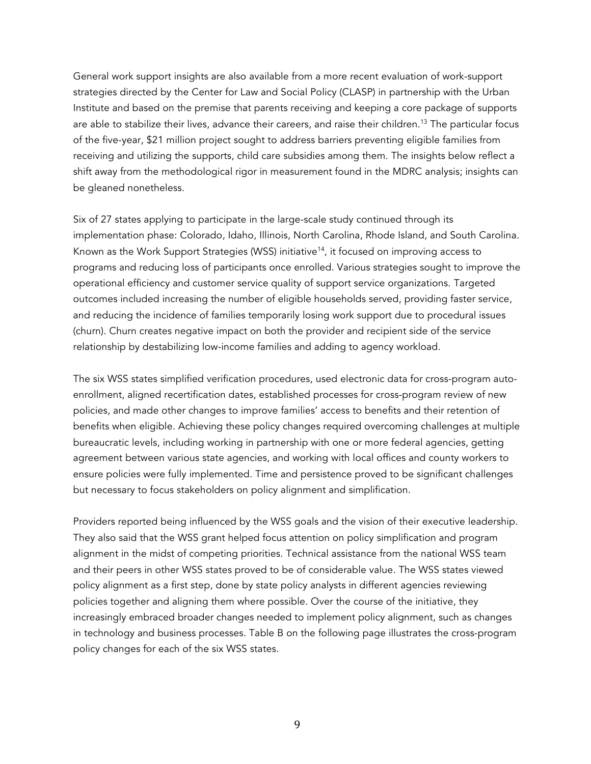General work support insights are also available from a more recent evaluation of work-support strategies directed by the Center for Law and Social Policy (CLASP) in partnership with the Urban Institute and based on the premise that parents receiving and keeping a core package of supports are able to stabilize their lives, advance their careers, and raise their children.[13] The particular focus of the five-year, $21 million project sought to address barriers preventing eligible families from receiving and utilizing the supports, child care subsidies among them. The insights below reflect a shift away from the methodological rigor in measurement found in the MDRC analysis; insights can be gleaned nonetheless.

Six of 27 states applying to participate in the large-scale study continued through its implementation phase: Colorado, Idaho, Illinois, North Carolina, Rhode Island, and South Carolina. Known as the Work Support Strategies (WSS) initiative[14], it focused on improving access to programs and reducing loss of participants once enrolled. Various strategies sought to improve the operational efficiency and customer service quality of support service organizations. Targeted outcomes included increasing the number of eligible households served, providing faster service, and reducing the incidence of families temporarily losing work support due to procedural issues (churn). Churn creates negative impact on both the provider and recipient side of the service relationship by destabilizing low-income families and adding to agency workload.

The six WSS states simplified verification procedures, used electronic data for cross-program auto-enrollment, aligned recertification dates, established processes for cross-program review of new policies, and made other changes to improve families' access to benefits and their retention of benefits when eligible. Achieving these policy changes required overcoming challenges at multiple bureaucratic levels, including working in partnership with one or more federal agencies, getting agreement between various state agencies, and working with local offices and county workers to ensure policies were fully implemented. Time and persistence proved to be significant challenges but necessary to focus stakeholders on policy alignment and simplification.

Providers reported being influenced by the WSS goals and the vision of their executive leadership. They also said that the WSS grant helped focus attention on policy simplification and program alignment in the midst of competing priorities. Technical assistance from the national WSS team and their peers in other WSS states proved to be of considerable value. The WSS states viewed policy alignment as a first step, done by state policy analysts in different agencies reviewing policies together and aligning them where possible. Over the course of the initiative, they increasingly embraced broader changes needed to implement policy alignment, such as changes in technology and business processes. Table B on the following page illustrates the cross-program policy changes for each of the six WSS states.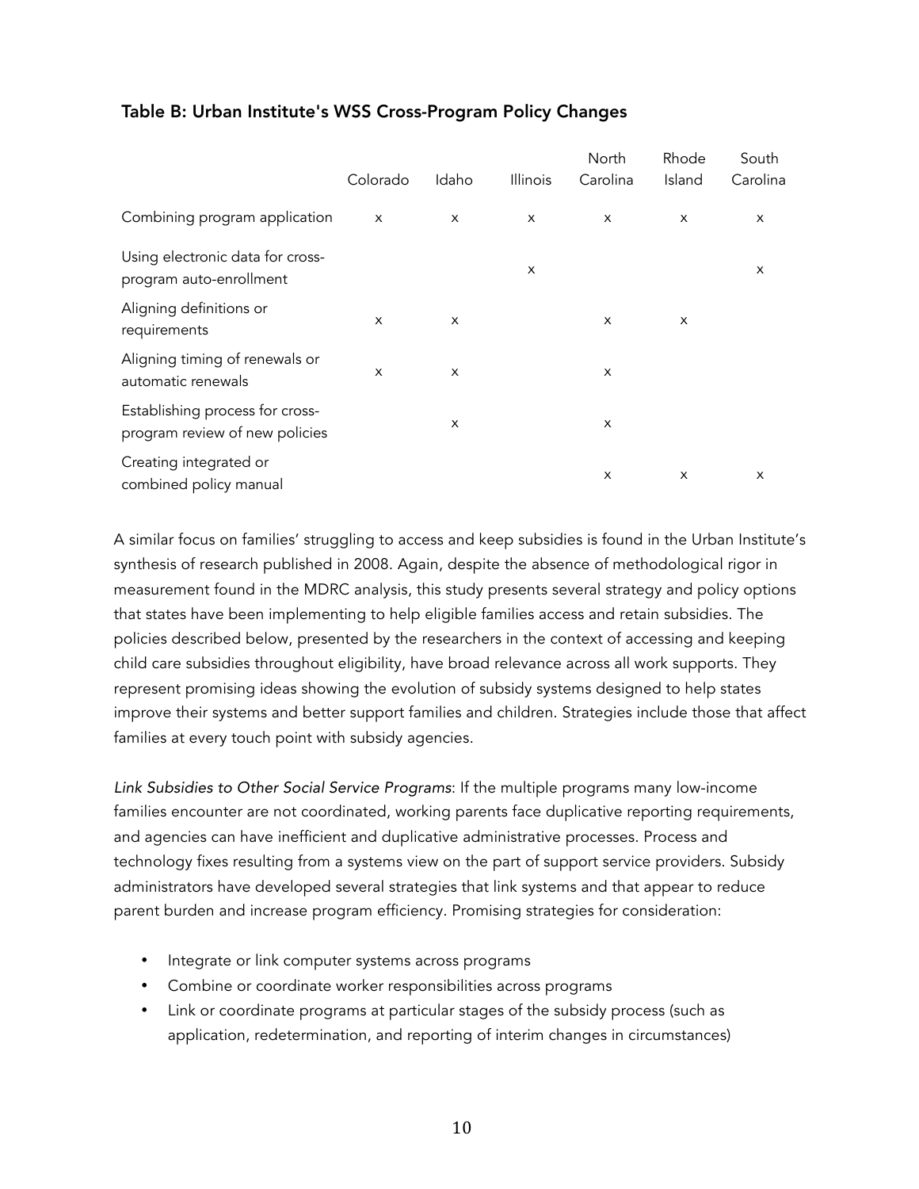### Table B: Urban Institute's WSS Cross-Program Policy Changes

| | Colorado | Idaho | Illinois | North Carolina | Rhode Island | South Carolina |
|---|---|---|---|---|---|---|
| Combining program application | x | x | x | x | x | x |
| Using electronic data for cross-program auto-enrollment | | | x | | | x |
| Aligning definitions or requirements | x | x | | x | x | |
| Aligning timing of renewals or automatic renewals | x | x | | x | | |
| Establishing process for cross-program review of new policies | | x | | x | | |
| Creating integrated or combined policy manual | | | | x | x | x |

A similar focus on families' struggling to access and keep subsidies is found in the Urban Institute's synthesis of research published in 2008. Again, despite the absence of methodological rigor in measurement found in the MDRC analysis, this study presents several strategy and policy options that states have been implementing to help eligible families access and retain subsidies. The policies described below, presented by the researchers in the context of accessing and keeping child care subsidies throughout eligibility, have broad relevance across all work supports. They represent promising ideas showing the evolution of subsidy systems designed to help states improve their systems and better support families and children. Strategies include those that affect families at every touch point with subsidy agencies.

*Link Subsidies to Other Social Service Programs*: If the multiple programs many low-income families encounter are not coordinated, working parents face duplicative reporting requirements, and agencies can have inefficient and duplicative administrative processes. Process and technology fixes resulting from a systems view on the part of support service providers. Subsidy administrators have developed several strategies that link systems and that appear to reduce parent burden and increase program efficiency. Promising strategies for consideration:

- Integrate or link computer systems across programs
- Combine or coordinate worker responsibilities across programs
- Link or coordinate programs at particular stages of the subsidy process (such as application, redetermination, and reporting of interim changes in circumstances)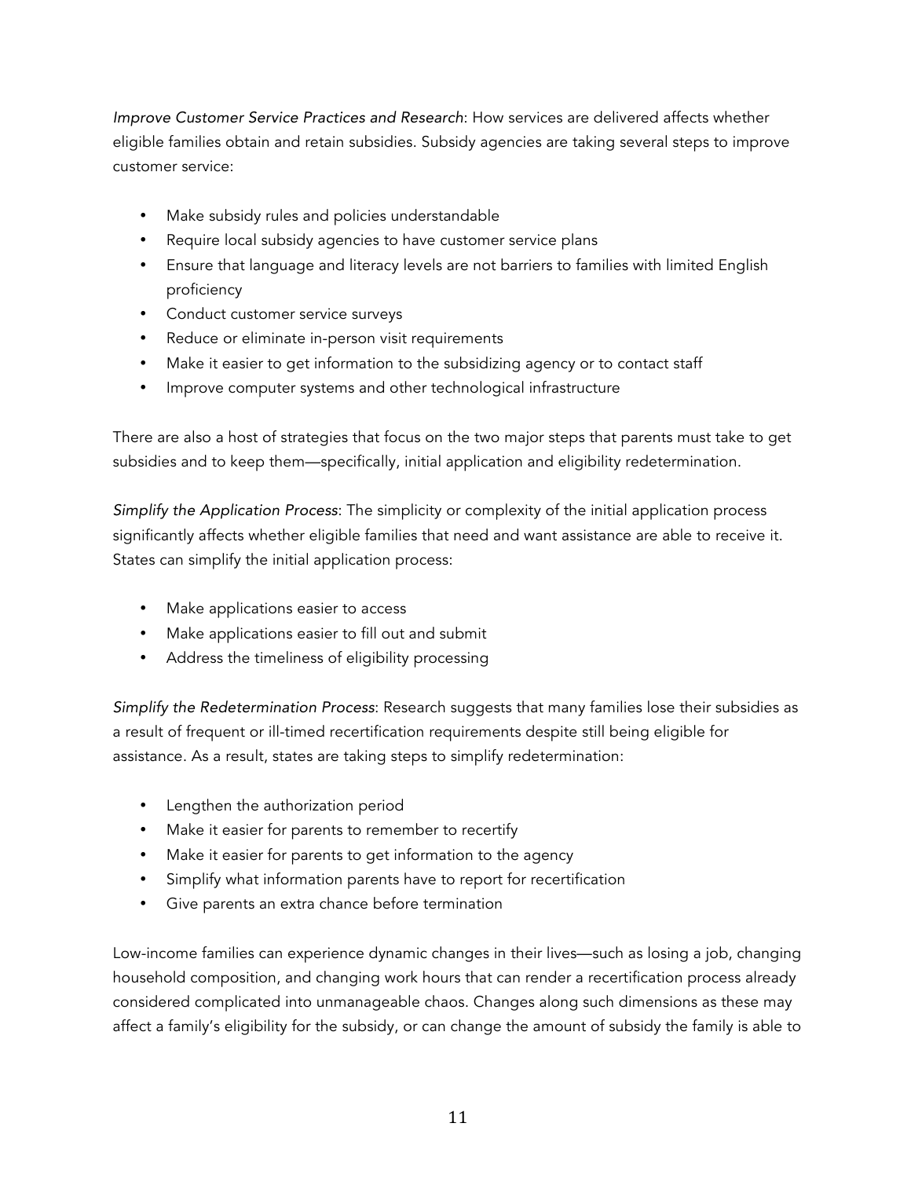*Improve Customer Service Practices and Research*: How services are delivered affects whether eligible families obtain and retain subsidies. Subsidy agencies are taking several steps to improve customer service:

- Make subsidy rules and policies understandable
- Require local subsidy agencies to have customer service plans
- Ensure that language and literacy levels are not barriers to families with limited English proficiency
- Conduct customer service surveys
- Reduce or eliminate in-person visit requirements
- Make it easier to get information to the subsidizing agency or to contact staff
- Improve computer systems and other technological infrastructure

There are also a host of strategies that focus on the two major steps that parents must take to get subsidies and to keep them—specifically, initial application and eligibility redetermination.

*Simplify the Application Process*: The simplicity or complexity of the initial application process significantly affects whether eligible families that need and want assistance are able to receive it. States can simplify the initial application process:

- Make applications easier to access
- Make applications easier to fill out and submit
- Address the timeliness of eligibility processing

*Simplify the Redetermination Process*: Research suggests that many families lose their subsidies as a result of frequent or ill-timed recertification requirements despite still being eligible for assistance. As a result, states are taking steps to simplify redetermination:

- Lengthen the authorization period
- Make it easier for parents to remember to recertify
- Make it easier for parents to get information to the agency
- Simplify what information parents have to report for recertification
- Give parents an extra chance before termination

Low-income families can experience dynamic changes in their lives—such as losing a job, changing household composition, and changing work hours that can render a recertification process already considered complicated into unmanageable chaos. Changes along such dimensions as these may affect a family's eligibility for the subsidy, or can change the amount of subsidy the family is able to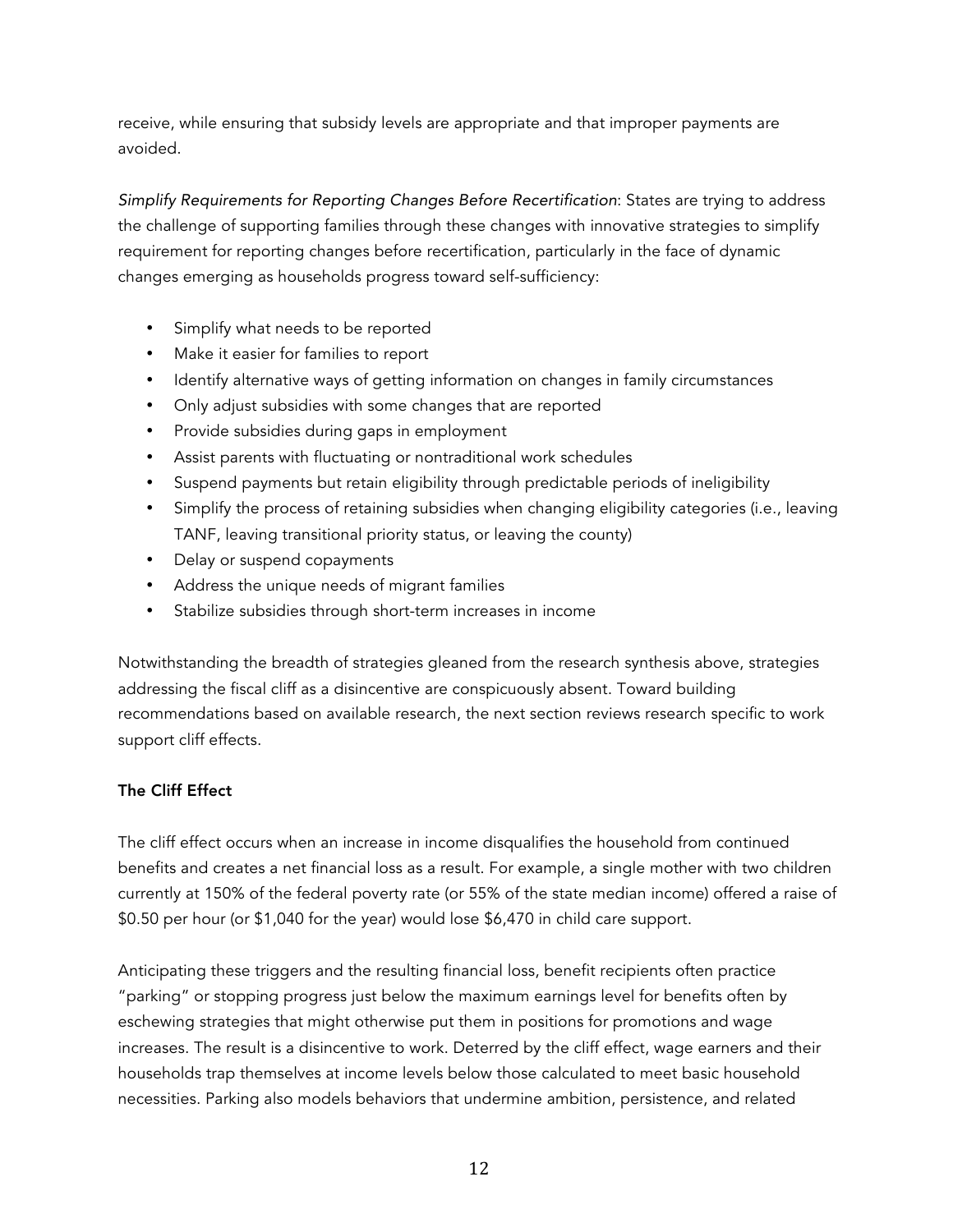receive, while ensuring that subsidy levels are appropriate and that improper payments are avoided.

*Simplify Requirements for Reporting Changes Before Recertification*: States are trying to address the challenge of supporting families through these changes with innovative strategies to simplify requirement for reporting changes before recertification, particularly in the face of dynamic changes emerging as households progress toward self-sufficiency:

- Simplify what needs to be reported
- Make it easier for families to report
- Identify alternative ways of getting information on changes in family circumstances
- Only adjust subsidies with some changes that are reported
- Provide subsidies during gaps in employment
- Assist parents with fluctuating or nontraditional work schedules
- Suspend payments but retain eligibility through predictable periods of ineligibility
- Simplify the process of retaining subsidies when changing eligibility categories (i.e., leaving TANF, leaving transitional priority status, or leaving the county)
- Delay or suspend copayments
- Address the unique needs of migrant families
- Stabilize subsidies through short-term increases in income

Notwithstanding the breadth of strategies gleaned from the research synthesis above, strategies addressing the fiscal cliff as a disincentive are conspicuously absent. Toward building recommendations based on available research, the next section reviews research specific to work support cliff effects.

**The Cliff Effect**

The cliff effect occurs when an increase in income disqualifies the household from continued benefits and creates a net financial loss as a result. For example, a single mother with two children currently at 150% of the federal poverty rate (or 55% of the state median income) offered a raise of $0.50 per hour (or $1,040 for the year) would lose $6,470 in child care support.

Anticipating these triggers and the resulting financial loss, benefit recipients often practice "parking" or stopping progress just below the maximum earnings level for benefits often by eschewing strategies that might otherwise put them in positions for promotions and wage increases. The result is a disincentive to work. Deterred by the cliff effect, wage earners and their households trap themselves at income levels below those calculated to meet basic household necessities. Parking also models behaviors that undermine ambition, persistence, and related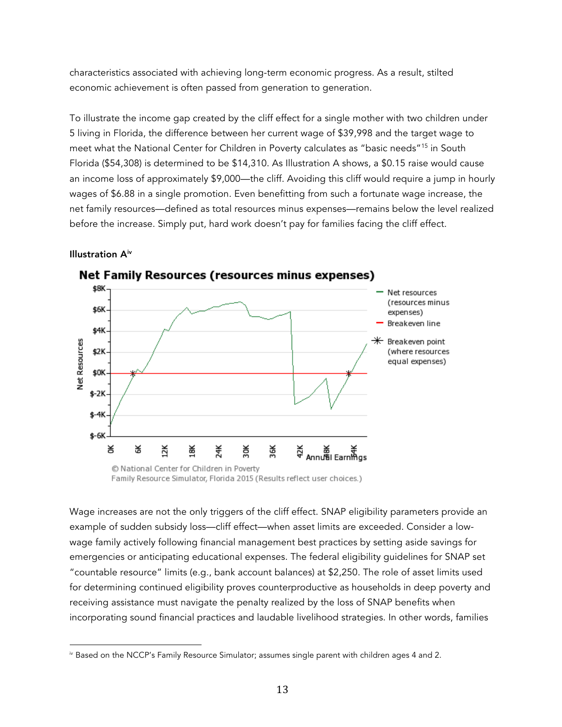characteristics associated with achieving long-term economic progress. As a result, stilted economic achievement is often passed from generation to generation.

To illustrate the income gap created by the cliff effect for a single mother with two children under 5 living in Florida, the difference between her current wage of $39,998 and the target wage to meet what the National Center for Children in Poverty calculates as "basic needs"[15] in South Florida ($54,308) is determined to be $14,310. As Illustration A shows, a $0.15 raise would cause an income loss of approximately $9,000—the cliff. Avoiding this cliff would require a jump in hourly wages of $6.88 in a single promotion. Even benefitting from such a fortunate wage increase, the net family resources—defined as total resources minus expenses—remains below the level realized before the increase. Simply put, hard work doesn't pay for families facing the cliff effect.

**Illustration A**[iv]

Wage increases are not the only triggers of the cliff effect. SNAP eligibility parameters provide an example of sudden subsidy loss—cliff effect—when asset limits are exceeded. Consider a low-wage family actively following financial management best practices by setting aside savings for emergencies or anticipating educational expenses. The federal eligibility guidelines for SNAP set "countable resource" limits (e.g., bank account balances) at $2,250. The role of asset limits used for determining continued eligibility proves counterproductive as households in deep poverty and receiving assistance must navigate the penalty realized by the loss of SNAP benefits when incorporating sound financial practices and laudable livelihood strategies. In other words, families

---

[iv] Based on the NCCP's Family Resource Simulator; assumes single parent with children ages 4 and 2.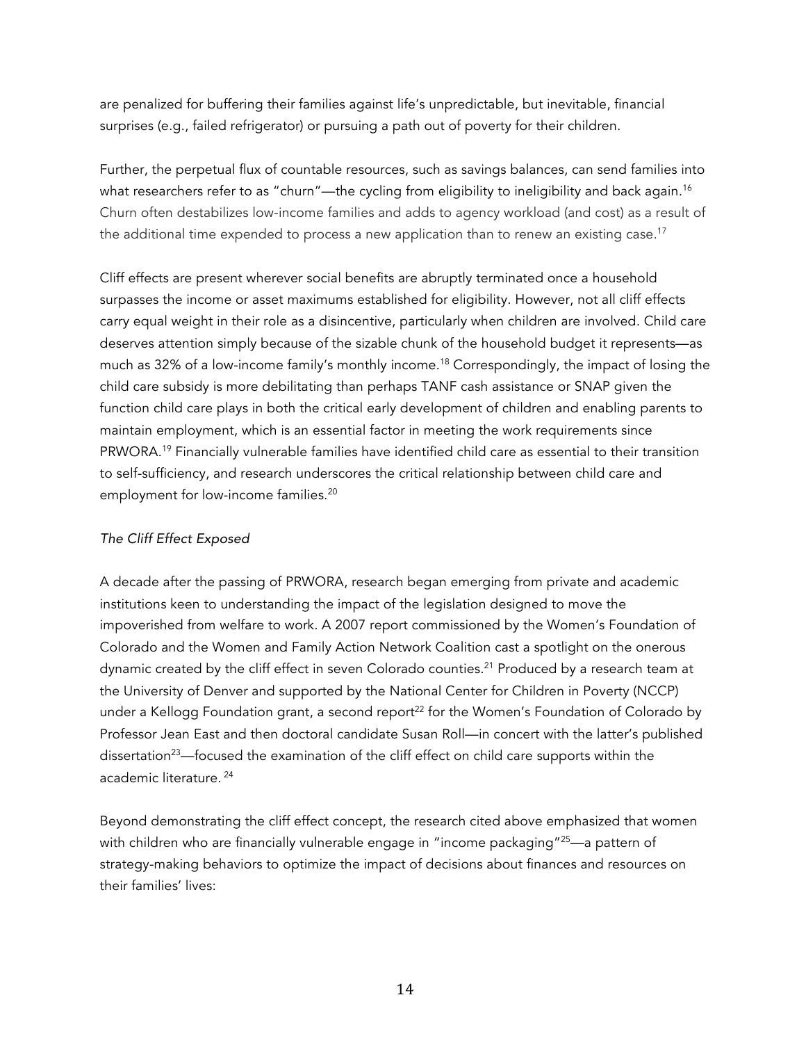are penalized for buffering their families against life's unpredictable, but inevitable, financial surprises (e.g., failed refrigerator) or pursuing a path out of poverty for their children.

Further, the perpetual flux of countable resources, such as savings balances, can send families into what researchers refer to as "churn"—the cycling from eligibility to ineligibility and back again.[16] Churn often destabilizes low-income families and adds to agency workload (and cost) as a result of the additional time expended to process a new application than to renew an existing case.[17]

Cliff effects are present wherever social benefits are abruptly terminated once a household surpasses the income or asset maximums established for eligibility. However, not all cliff effects carry equal weight in their role as a disincentive, particularly when children are involved. Child care deserves attention simply because of the sizable chunk of the household budget it represents—as much as 32% of a low-income family's monthly income.[18] Correspondingly, the impact of losing the child care subsidy is more debilitating than perhaps TANF cash assistance or SNAP given the function child care plays in both the critical early development of children and enabling parents to maintain employment, which is an essential factor in meeting the work requirements since PRWORA.[19] Financially vulnerable families have identified child care as essential to their transition to self-sufficiency, and research underscores the critical relationship between child care and employment for low-income families.[20]

*The Cliff Effect Exposed*

A decade after the passing of PRWORA, research began emerging from private and academic institutions keen to understanding the impact of the legislation designed to move the impoverished from welfare to work. A 2007 report commissioned by the Women's Foundation of Colorado and the Women and Family Action Network Coalition cast a spotlight on the onerous dynamic created by the cliff effect in seven Colorado counties.[21] Produced by a research team at the University of Denver and supported by the National Center for Children in Poverty (NCCP) under a Kellogg Foundation grant, a second report[22] for the Women's Foundation of Colorado by Professor Jean East and then doctoral candidate Susan Roll—in concert with the latter's published dissertation[23]—focused the examination of the cliff effect on child care supports within the academic literature. [24]

Beyond demonstrating the cliff effect concept, the research cited above emphasized that women with children who are financially vulnerable engage in "income packaging"[25]—a pattern of strategy-making behaviors to optimize the impact of decisions about finances and resources on their families' lives: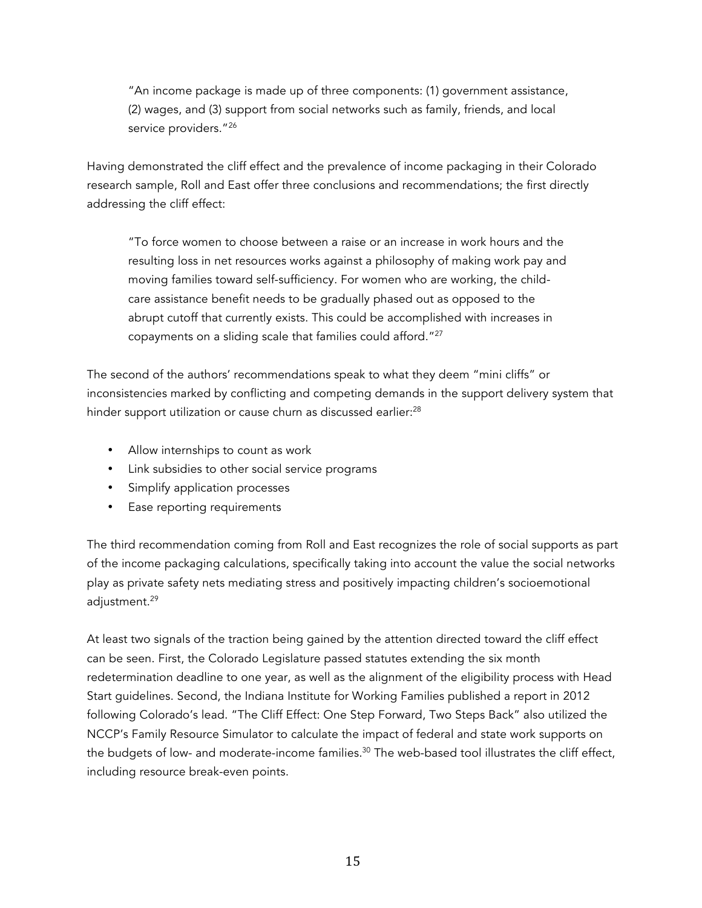> "An income package is made up of three components: (1) government assistance, (2) wages, and (3) support from social networks such as family, friends, and local service providers."[26]

Having demonstrated the cliff effect and the prevalence of income packaging in their Colorado research sample, Roll and East offer three conclusions and recommendations; the first directly addressing the cliff effect:

> "To force women to choose between a raise or an increase in work hours and the resulting loss in net resources works against a philosophy of making work pay and moving families toward self-sufficiency. For women who are working, the child-care assistance benefit needs to be gradually phased out as opposed to the abrupt cutoff that currently exists. This could be accomplished with increases in copayments on a sliding scale that families could afford."[27]

The second of the authors' recommendations speak to what they deem "mini cliffs" or inconsistencies marked by conflicting and competing demands in the support delivery system that hinder support utilization or cause churn as discussed earlier:[28]

- Allow internships to count as work
- Link subsidies to other social service programs
- Simplify application processes
- Ease reporting requirements

The third recommendation coming from Roll and East recognizes the role of social supports as part of the income packaging calculations, specifically taking into account the value the social networks play as private safety nets mediating stress and positively impacting children's socioemotional adjustment.[29]

At least two signals of the traction being gained by the attention directed toward the cliff effect can be seen. First, the Colorado Legislature passed statutes extending the six month redetermination deadline to one year, as well as the alignment of the eligibility process with Head Start guidelines. Second, the Indiana Institute for Working Families published a report in 2012 following Colorado's lead. "The Cliff Effect: One Step Forward, Two Steps Back" also utilized the NCCP's Family Resource Simulator to calculate the impact of federal and state work supports on the budgets of low- and moderate-income families.[30] The web-based tool illustrates the cliff effect, including resource break-even points.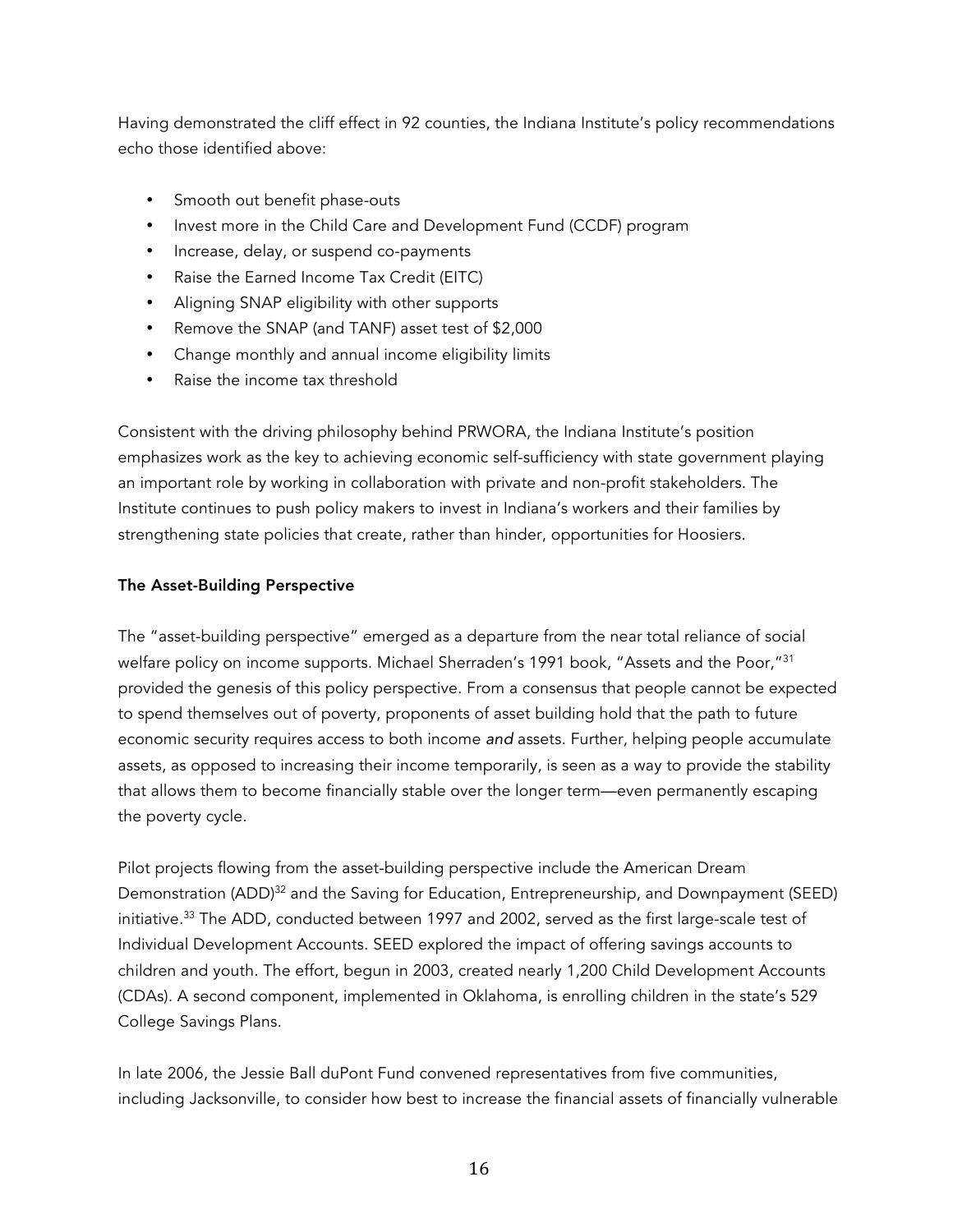Having demonstrated the cliff effect in 92 counties, the Indiana Institute's policy recommendations echo those identified above:

- Smooth out benefit phase-outs
- Invest more in the Child Care and Development Fund (CCDF) program
- Increase, delay, or suspend co-payments
- Raise the Earned Income Tax Credit (EITC)
- Aligning SNAP eligibility with other supports
- Remove the SNAP (and TANF) asset test of $2,000
- Change monthly and annual income eligibility limits
- Raise the income tax threshold

Consistent with the driving philosophy behind PRWORA, the Indiana Institute's position emphasizes work as the key to achieving economic self-sufficiency with state government playing an important role by working in collaboration with private and non-profit stakeholders. The Institute continues to push policy makers to invest in Indiana's workers and their families by strengthening state policies that create, rather than hinder, opportunities for Hoosiers.

**The Asset-Building Perspective**

The "asset-building perspective" emerged as a departure from the near total reliance of social welfare policy on income supports. Michael Sherraden's 1991 book, "Assets and the Poor,"[31] provided the genesis of this policy perspective. From a consensus that people cannot be expected to spend themselves out of poverty, proponents of asset building hold that the path to future economic security requires access to both income *and* assets. Further, helping people accumulate assets, as opposed to increasing their income temporarily, is seen as a way to provide the stability that allows them to become financially stable over the longer term—even permanently escaping the poverty cycle.

Pilot projects flowing from the asset-building perspective include the American Dream Demonstration (ADD)[32] and the Saving for Education, Entrepreneurship, and Downpayment (SEED) initiative.[33] The ADD, conducted between 1997 and 2002, served as the first large-scale test of Individual Development Accounts. SEED explored the impact of offering savings accounts to children and youth. The effort, begun in 2003, created nearly 1,200 Child Development Accounts (CDAs). A second component, implemented in Oklahoma, is enrolling children in the state's 529 College Savings Plans.

In late 2006, the Jessie Ball duPont Fund convened representatives from five communities, including Jacksonville, to consider how best to increase the financial assets of financially vulnerable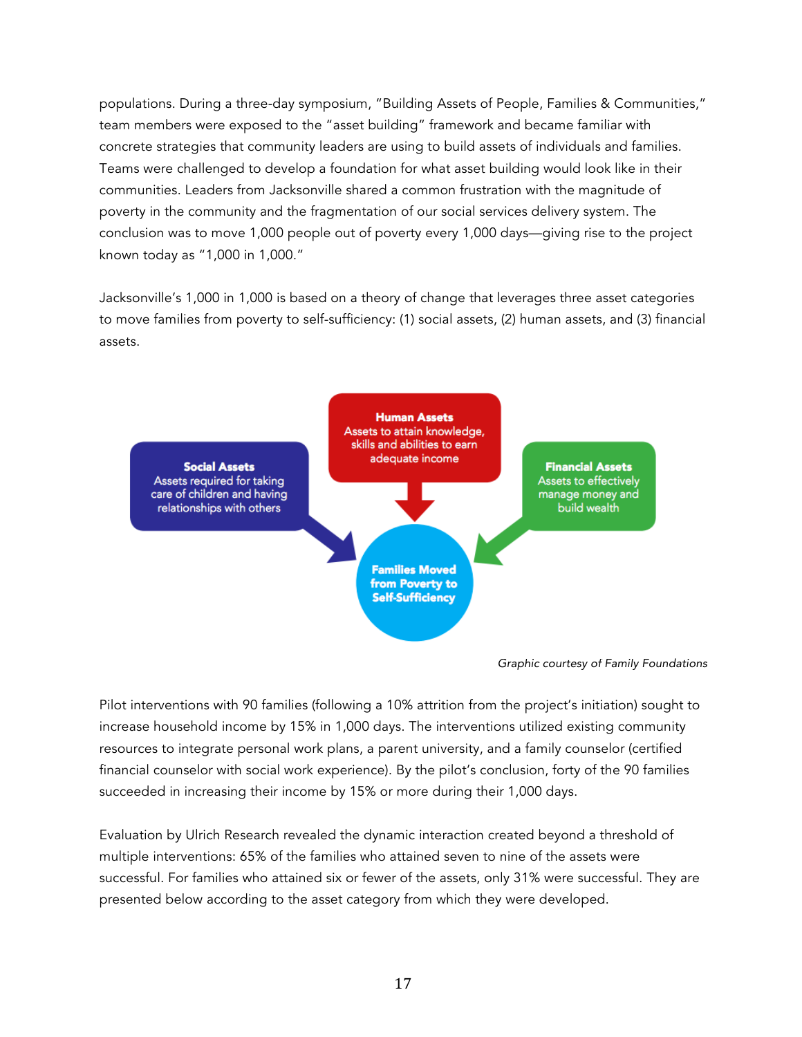populations. During a three-day symposium, "Building Assets of People, Families & Communities," team members were exposed to the "asset building" framework and became familiar with concrete strategies that community leaders are using to build assets of individuals and families. Teams were challenged to develop a foundation for what asset building would look like in their communities. Leaders from Jacksonville shared a common frustration with the magnitude of poverty in the community and the fragmentation of our social services delivery system. The conclusion was to move 1,000 people out of poverty every 1,000 days—giving rise to the project known today as "1,000 in 1,000."

Jacksonville's 1,000 in 1,000 is based on a theory of change that leverages three asset categories to move families from poverty to self-sufficiency: (1) social assets, (2) human assets, and (3) financial assets.

**Social Assets**
Assets required for taking care of children and having relationships with others

**Human Assets**
Assets to attain knowledge, skills and abilities to earn adequate income

**Financial Assets**
Assets to effectively manage money and build wealth

**Families Moved from Poverty to Self-Sufficiency**

*Graphic courtesy of Family Foundations*

Pilot interventions with 90 families (following a 10% attrition from the project's initiation) sought to increase household income by 15% in 1,000 days. The interventions utilized existing community resources to integrate personal work plans, a parent university, and a family counselor (certified financial counselor with social work experience). By the pilot's conclusion, forty of the 90 families succeeded in increasing their income by 15% or more during their 1,000 days.

Evaluation by Ulrich Research revealed the dynamic interaction created beyond a threshold of multiple interventions: 65% of the families who attained seven to nine of the assets were successful. For families who attained six or fewer of the assets, only 31% were successful. They are presented below according to the asset category from which they were developed.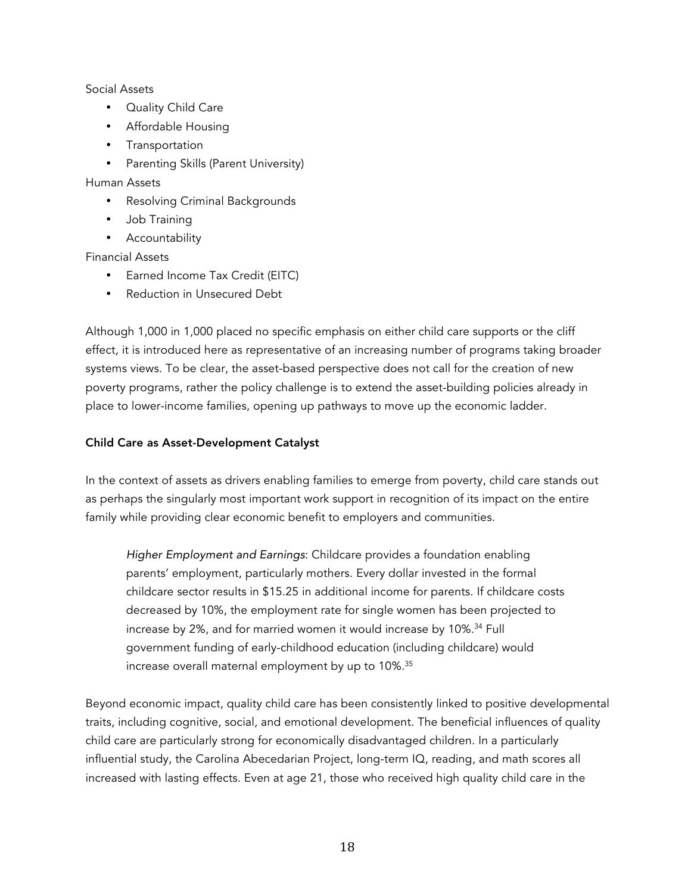Social Assets

- Quality Child Care
- Affordable Housing
- Transportation
- Parenting Skills (Parent University)

Human Assets

- Resolving Criminal Backgrounds
- Job Training
- Accountability

Financial Assets

- Earned Income Tax Credit (EITC)
- Reduction in Unsecured Debt

Although 1,000 in 1,000 placed no specific emphasis on either child care supports or the cliff effect, it is introduced here as representative of an increasing number of programs taking broader systems views. To be clear, the asset-based perspective does not call for the creation of new poverty programs, rather the policy challenge is to extend the asset-building policies already in place to lower-income families, opening up pathways to move up the economic ladder.

**Child Care as Asset-Development Catalyst**

In the context of assets as drivers enabling families to emerge from poverty, child care stands out as perhaps the singularly most important work support in recognition of its impact on the entire family while providing clear economic benefit to employers and communities.

> *Higher Employment and Earnings*: Childcare provides a foundation enabling parents' employment, particularly mothers. Every dollar invested in the formal childcare sector results in $15.25 in additional income for parents. If childcare costs decreased by 10%, the employment rate for single women has been projected to increase by 2%, and for married women it would increase by 10%.[34] Full government funding of early-childhood education (including childcare) would increase overall maternal employment by up to 10%.[35]

Beyond economic impact, quality child care has been consistently linked to positive developmental traits, including cognitive, social, and emotional development. The beneficial influences of quality child care are particularly strong for economically disadvantaged children. In a particularly influential study, the Carolina Abecedarian Project, long-term IQ, reading, and math scores all increased with lasting effects. Even at age 21, those who received high quality child care in the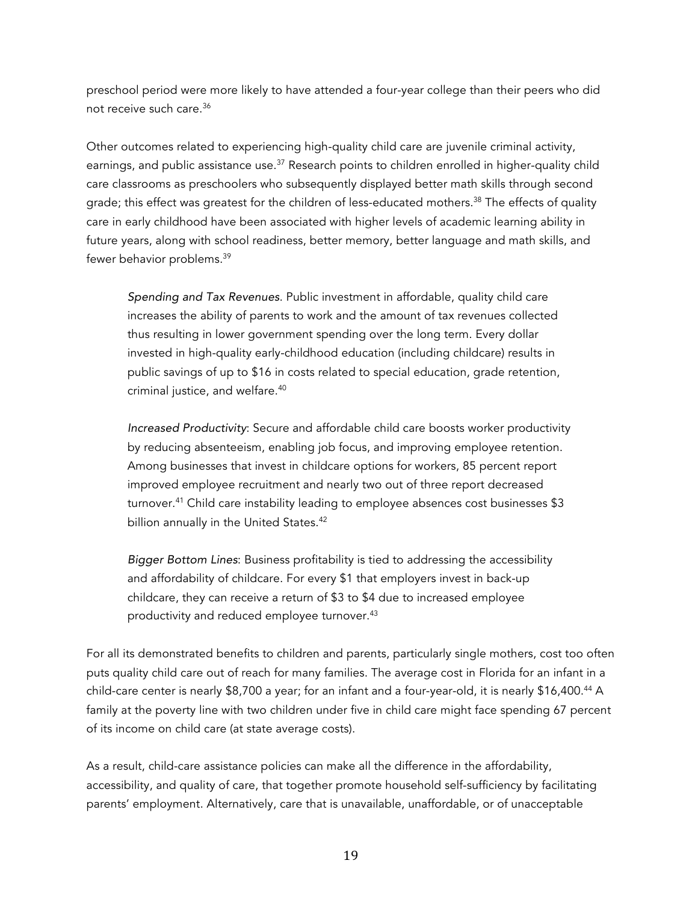preschool period were more likely to have attended a four-year college than their peers who did not receive such care.[36]

Other outcomes related to experiencing high-quality child care are juvenile criminal activity, earnings, and public assistance use.[37] Research points to children enrolled in higher-quality child care classrooms as preschoolers who subsequently displayed better math skills through second grade; this effect was greatest for the children of less-educated mothers.[38] The effects of quality care in early childhood have been associated with higher levels of academic learning ability in future years, along with school readiness, better memory, better language and math skills, and fewer behavior problems.[39]

> *Spending and Tax Revenues*. Public investment in affordable, quality child care increases the ability of parents to work and the amount of tax revenues collected thus resulting in lower government spending over the long term. Every dollar invested in high-quality early-childhood education (including childcare) results in public savings of up to $16 in costs related to special education, grade retention, criminal justice, and welfare.[40]
>
> *Increased Productivity*: Secure and affordable child care boosts worker productivity by reducing absenteeism, enabling job focus, and improving employee retention. Among businesses that invest in childcare options for workers, 85 percent report improved employee recruitment and nearly two out of three report decreased turnover.[41] Child care instability leading to employee absences cost businesses $3 billion annually in the United States.[42]
>
> *Bigger Bottom Lines*: Business profitability is tied to addressing the accessibility and affordability of childcare. For every $1 that employers invest in back-up childcare, they can receive a return of $3 to $4 due to increased employee productivity and reduced employee turnover.[43]

For all its demonstrated benefits to children and parents, particularly single mothers, cost too often puts quality child care out of reach for many families. The average cost in Florida for an infant in a child-care center is nearly $8,700 a year; for an infant and a four-year-old, it is nearly $16,400.[44] A family at the poverty line with two children under five in child care might face spending 67 percent of its income on child care (at state average costs).

As a result, child-care assistance policies can make all the difference in the affordability, accessibility, and quality of care, that together promote household self-sufficiency by facilitating parents' employment. Alternatively, care that is unavailable, unaffordable, or of unacceptable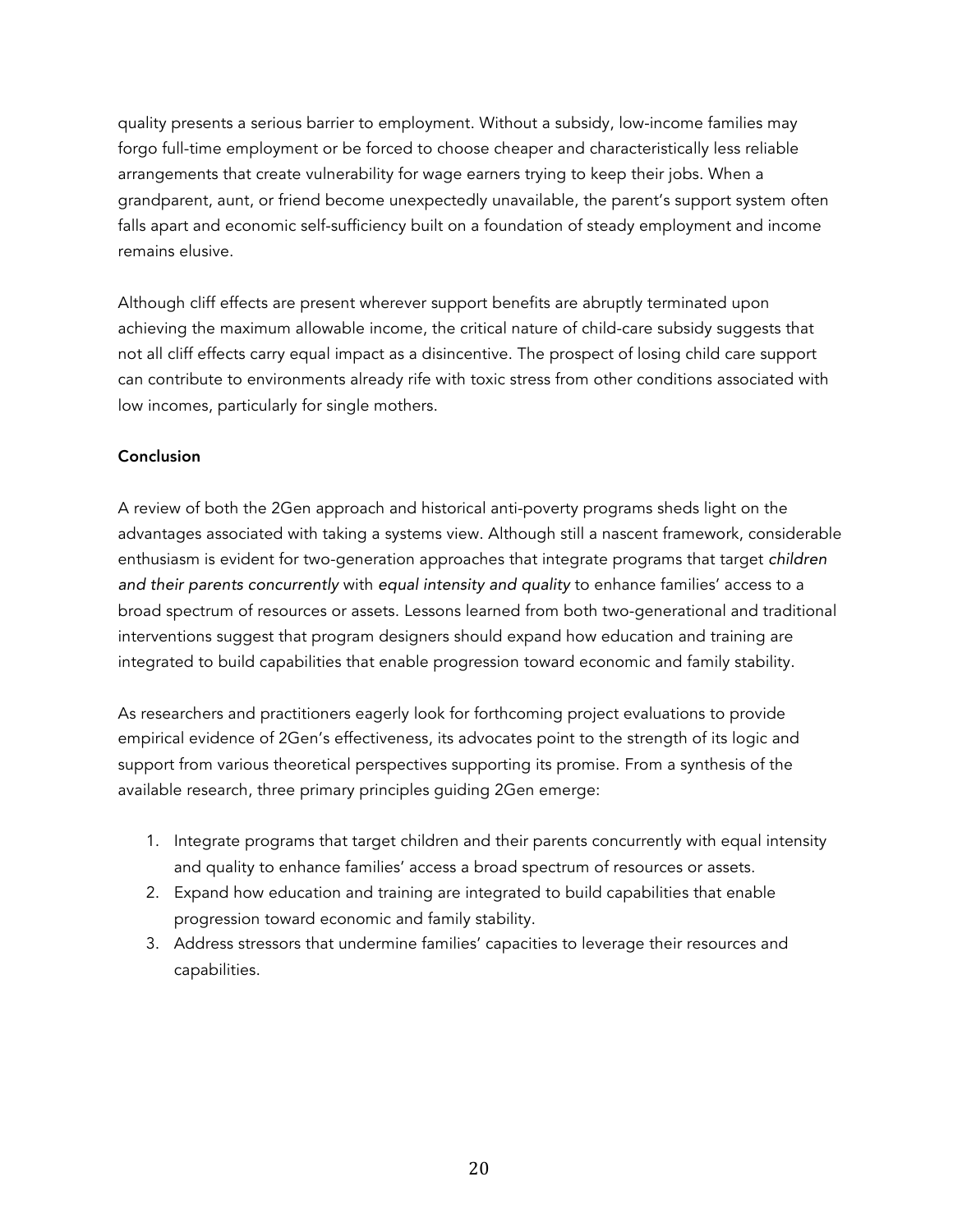quality presents a serious barrier to employment. Without a subsidy, low-income families may forgo full-time employment or be forced to choose cheaper and characteristically less reliable arrangements that create vulnerability for wage earners trying to keep their jobs. When a grandparent, aunt, or friend become unexpectedly unavailable, the parent's support system often falls apart and economic self-sufficiency built on a foundation of steady employment and income remains elusive.

Although cliff effects are present wherever support benefits are abruptly terminated upon achieving the maximum allowable income, the critical nature of child-care subsidy suggests that not all cliff effects carry equal impact as a disincentive. The prospect of losing child care support can contribute to environments already rife with toxic stress from other conditions associated with low incomes, particularly for single mothers.

**Conclusion**

A review of both the 2Gen approach and historical anti-poverty programs sheds light on the advantages associated with taking a systems view. Although still a nascent framework, considerable enthusiasm is evident for two-generation approaches that integrate programs that target *children and their parents concurrently* with *equal intensity and quality* to enhance families' access to a broad spectrum of resources or assets. Lessons learned from both two-generational and traditional interventions suggest that program designers should expand how education and training are integrated to build capabilities that enable progression toward economic and family stability.

As researchers and practitioners eagerly look for forthcoming project evaluations to provide empirical evidence of 2Gen's effectiveness, its advocates point to the strength of its logic and support from various theoretical perspectives supporting its promise. From a synthesis of the available research, three primary principles guiding 2Gen emerge:

1. Integrate programs that target children and their parents concurrently with equal intensity and quality to enhance families' access a broad spectrum of resources or assets.
2. Expand how education and training are integrated to build capabilities that enable progression toward economic and family stability.
3. Address stressors that undermine families' capacities to leverage their resources and capabilities.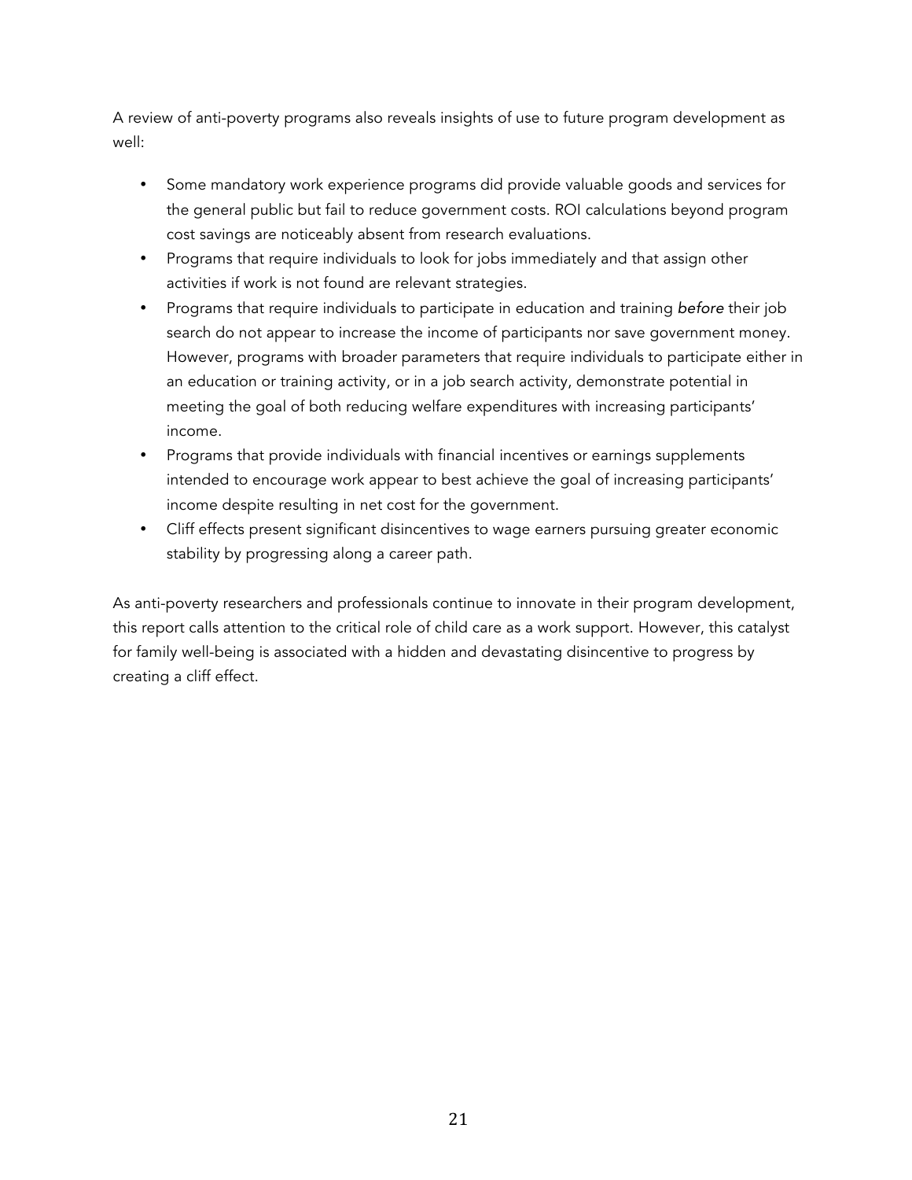A review of anti-poverty programs also reveals insights of use to future program development as well:

- Some mandatory work experience programs did provide valuable goods and services for the general public but fail to reduce government costs. ROI calculations beyond program cost savings are noticeably absent from research evaluations.
- Programs that require individuals to look for jobs immediately and that assign other activities if work is not found are relevant strategies.
- Programs that require individuals to participate in education and training *before* their job search do not appear to increase the income of participants nor save government money. However, programs with broader parameters that require individuals to participate either in an education or training activity, or in a job search activity, demonstrate potential in meeting the goal of both reducing welfare expenditures with increasing participants' income.
- Programs that provide individuals with financial incentives or earnings supplements intended to encourage work appear to best achieve the goal of increasing participants' income despite resulting in net cost for the government.
- Cliff effects present significant disincentives to wage earners pursuing greater economic stability by progressing along a career path.

As anti-poverty researchers and professionals continue to innovate in their program development, this report calls attention to the critical role of child care as a work support. However, this catalyst for family well-being is associated with a hidden and devastating disincentive to progress by creating a cliff effect.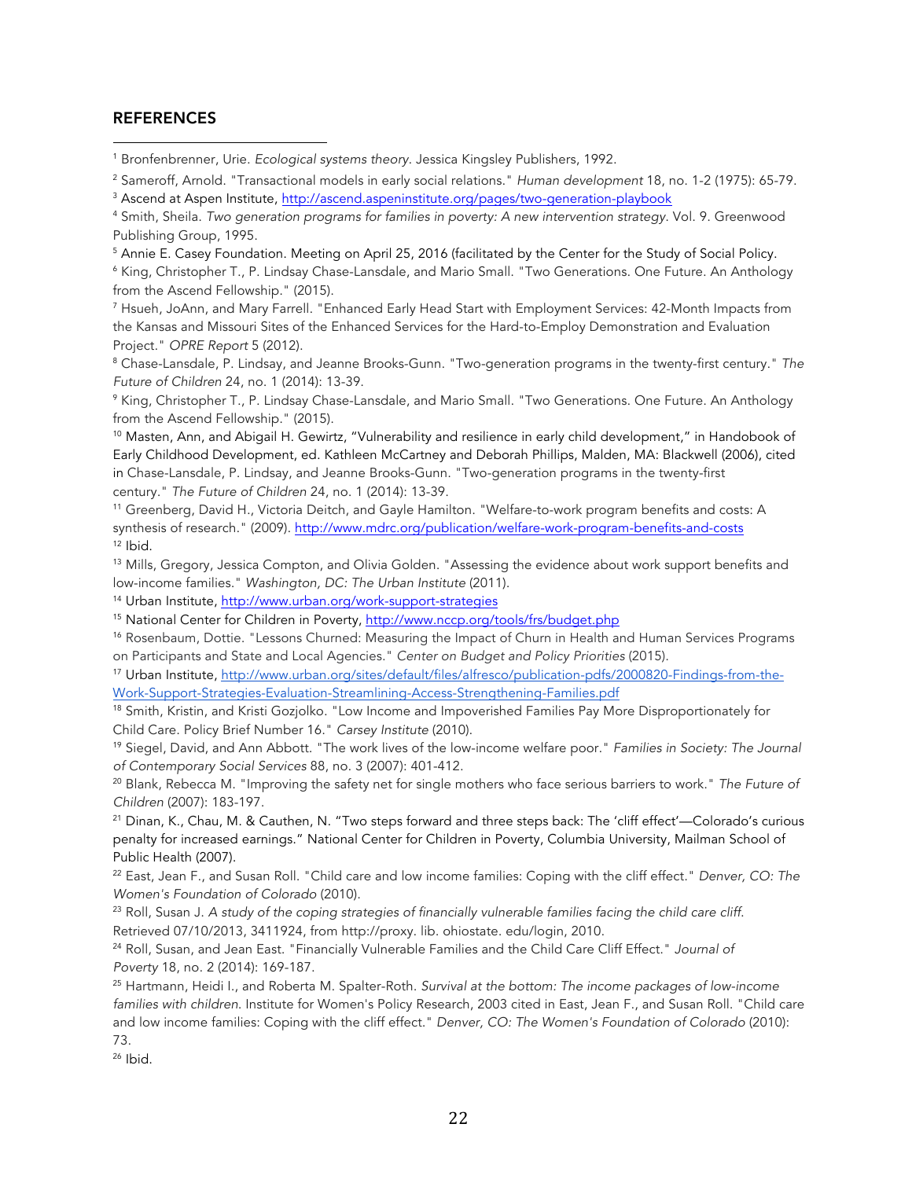## REFERENCES

[1] Bronfenbrenner, Urie. *Ecological systems theory*. Jessica Kingsley Publishers, 1992.

[2] Sameroff, Arnold. "Transactional models in early social relations." *Human development* 18, no. 1-2 (1975): 65-79.

[3] Ascend at Aspen Institute, http://ascend.aspeninstitute.org/pages/two-generation-playbook

[4] Smith, Sheila. *Two generation programs for families in poverty: A new intervention strategy*. Vol. 9. Greenwood Publishing Group, 1995.

[5] Annie E. Casey Foundation. Meeting on April 25, 2016 (facilitated by the Center for the Study of Social Policy.

[6] King, Christopher T., P. Lindsay Chase-Lansdale, and Mario Small. "Two Generations. One Future. An Anthology from the Ascend Fellowship." (2015).

[7] Hsueh, JoAnn, and Mary Farrell. "Enhanced Early Head Start with Employment Services: 42-Month Impacts from the Kansas and Missouri Sites of the Enhanced Services for the Hard-to-Employ Demonstration and Evaluation Project." *OPRE Report* 5 (2012).

[8] Chase-Lansdale, P. Lindsay, and Jeanne Brooks-Gunn. "Two-generation programs in the twenty-first century." *The Future of Children* 24, no. 1 (2014): 13-39.

[9] King, Christopher T., P. Lindsay Chase-Lansdale, and Mario Small. "Two Generations. One Future. An Anthology from the Ascend Fellowship." (2015).

[10] Masten, Ann, and Abigail H. Gewirtz, "Vulnerability and resilience in early child development," in Handobook of Early Childhood Development, ed. Kathleen McCartney and Deborah Phillips, Malden, MA: Blackwell (2006), cited in Chase-Lansdale, P. Lindsay, and Jeanne Brooks-Gunn. "Two-generation programs in the twenty-first century." *The Future of Children* 24, no. 1 (2014): 13-39.

[11] Greenberg, David H., Victoria Deitch, and Gayle Hamilton. "Welfare-to-work program benefits and costs: A synthesis of research." (2009). http://www.mdrc.org/publication/welfare-work-program-benefits-and-costs

[12] Ibid.

[13] Mills, Gregory, Jessica Compton, and Olivia Golden. "Assessing the evidence about work support benefits and low-income families." *Washington, DC: The Urban Institute* (2011).

[14] Urban Institute, http://www.urban.org/work-support-strategies

[15] National Center for Children in Poverty, http://www.nccp.org/tools/frs/budget.php

[16] Rosenbaum, Dottie. "Lessons Churned: Measuring the Impact of Churn in Health and Human Services Programs on Participants and State and Local Agencies." *Center on Budget and Policy Priorities* (2015).

[17] Urban Institute, http://www.urban.org/sites/default/files/alfresco/publication-pdfs/2000820-Findings-from-the-Work-Support-Strategies-Evaluation-Streamlining-Access-Strengthening-Families.pdf

[18] Smith, Kristin, and Kristi Gozjolko. "Low Income and Impoverished Families Pay More Disproportionately for Child Care. Policy Brief Number 16." *Carsey Institute* (2010).

[19] Siegel, David, and Ann Abbott. "The work lives of the low-income welfare poor." *Families in Society: The Journal of Contemporary Social Services* 88, no. 3 (2007): 401-412.

[20] Blank, Rebecca M. "Improving the safety net for single mothers who face serious barriers to work." *The Future of Children* (2007): 183-197.

[21] Dinan, K., Chau, M. & Cauthen, N. "Two steps forward and three steps back: The 'cliff effect'—Colorado's curious penalty for increased earnings." National Center for Children in Poverty, Columbia University, Mailman School of Public Health (2007).

[22] East, Jean F., and Susan Roll. "Child care and low income families: Coping with the cliff effect." *Denver, CO: The Women's Foundation of Colorado* (2010).

[23] Roll, Susan J. *A study of the coping strategies of financially vulnerable families facing the child care cliff*. Retrieved 07/10/2013, 3411924, from http://proxy. lib. ohiostate. edu/login, 2010.

[24] Roll, Susan, and Jean East. "Financially Vulnerable Families and the Child Care Cliff Effect." *Journal of Poverty* 18, no. 2 (2014): 169-187.

[25] Hartmann, Heidi I., and Roberta M. Spalter-Roth. *Survival at the bottom: The income packages of low-income families with children.* Institute for Women's Policy Research, 2003 cited in East, Jean F., and Susan Roll. "Child care and low income families: Coping with the cliff effect." *Denver, CO: The Women's Foundation of Colorado* (2010): 73.

[26] Ibid.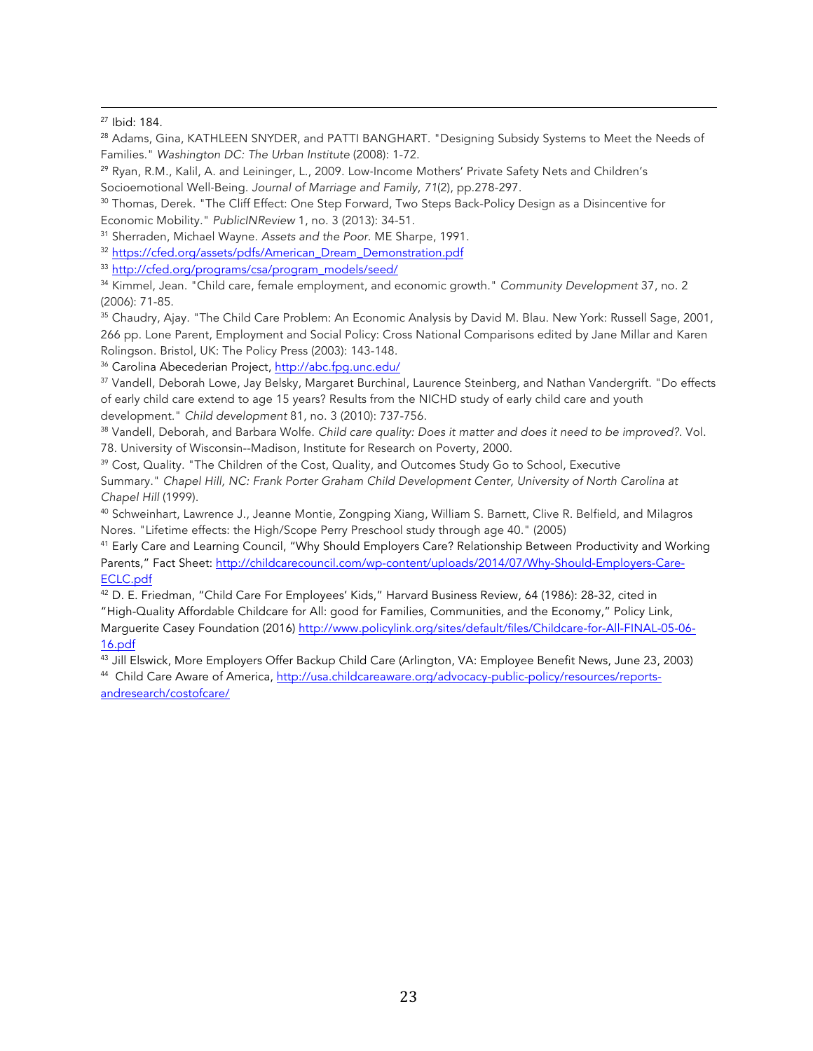[27] Ibid: 184.

[28] Adams, Gina, KATHLEEN SNYDER, and PATTI BANGHART. "Designing Subsidy Systems to Meet the Needs of Families." *Washington DC: The Urban Institute* (2008): 1-72.

[29] Ryan, R.M., Kalil, A. and Leininger, L., 2009. Low-Income Mothers' Private Safety Nets and Children's Socioemotional Well-Being. *Journal of Marriage and Family*, *71*(2), pp.278-297.

[30] Thomas, Derek. "The Cliff Effect: One Step Forward, Two Steps Back-Policy Design as a Disincentive for Economic Mobility." *PublicINReview* 1, no. 3 (2013): 34-51.

[31] Sherraden, Michael Wayne. *Assets and the Poor*. ME Sharpe, 1991.

[32] https://cfed.org/assets/pdfs/American_Dream_Demonstration.pdf

[33] http://cfed.org/programs/csa/program_models/seed/

[34] Kimmel, Jean. "Child care, female employment, and economic growth." *Community Development* 37, no. 2 (2006): 71-85.

[35] Chaudry, Ajay. "The Child Care Problem: An Economic Analysis by David M. Blau. New York: Russell Sage, 2001, 266 pp. Lone Parent, Employment and Social Policy: Cross National Comparisons edited by Jane Millar and Karen Rolingson. Bristol, UK: The Policy Press (2003): 143-148.

[36] Carolina Abecederian Project, http://abc.fpg.unc.edu/

[37] Vandell, Deborah Lowe, Jay Belsky, Margaret Burchinal, Laurence Steinberg, and Nathan Vandergrift. "Do effects of early child care extend to age 15 years? Results from the NICHD study of early child care and youth development." *Child development* 81, no. 3 (2010): 737-756.

[38] Vandell, Deborah, and Barbara Wolfe. *Child care quality: Does it matter and does it need to be improved?*. Vol. 78. University of Wisconsin--Madison, Institute for Research on Poverty, 2000.

[39] Cost, Quality. "The Children of the Cost, Quality, and Outcomes Study Go to School, Executive Summary." *Chapel Hill, NC: Frank Porter Graham Child Development Center, University of North Carolina at Chapel Hill* (1999).

[40] Schweinhart, Lawrence J., Jeanne Montie, Zongping Xiang, William S. Barnett, Clive R. Belfield, and Milagros Nores. "Lifetime effects: the High/Scope Perry Preschool study through age 40." (2005)

[41] Early Care and Learning Council, "Why Should Employers Care? Relationship Between Productivity and Working Parents," Fact Sheet: http://childcarecouncil.com/wp-content/uploads/2014/07/Why-Should-Employers-Care-ECLC.pdf

[42] D. E. Friedman, "Child Care For Employees' Kids," Harvard Business Review, 64 (1986): 28-32, cited in "High-Quality Affordable Childcare for All: good for Families, Communities, and the Economy," Policy Link, Marguerite Casey Foundation (2016) http://www.policylink.org/sites/default/files/Childcare-for-All-FINAL-05-06-16.pdf

[43] Jill Elswick, More Employers Offer Backup Child Care (Arlington, VA: Employee Benefit News, June 23, 2003)

[44] Child Care Aware of America, http://usa.childcareaware.org/advocacy-public-policy/resources/reports-andresearch/costofcare/